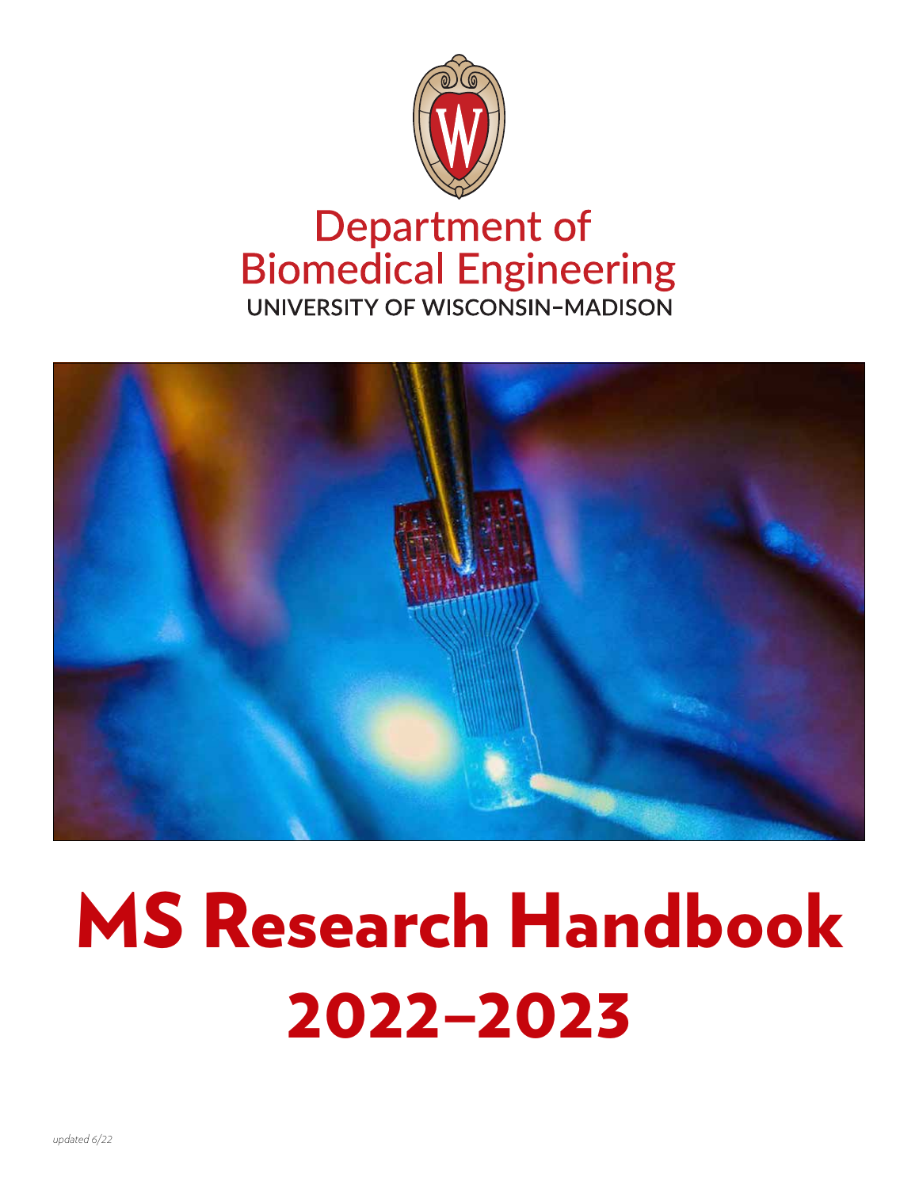Department of
Biomedical Engineering
UNIVERSITY OF WISCONSIN–MADISON

# MS Research Handbook 2022–2023

*updated 6/22*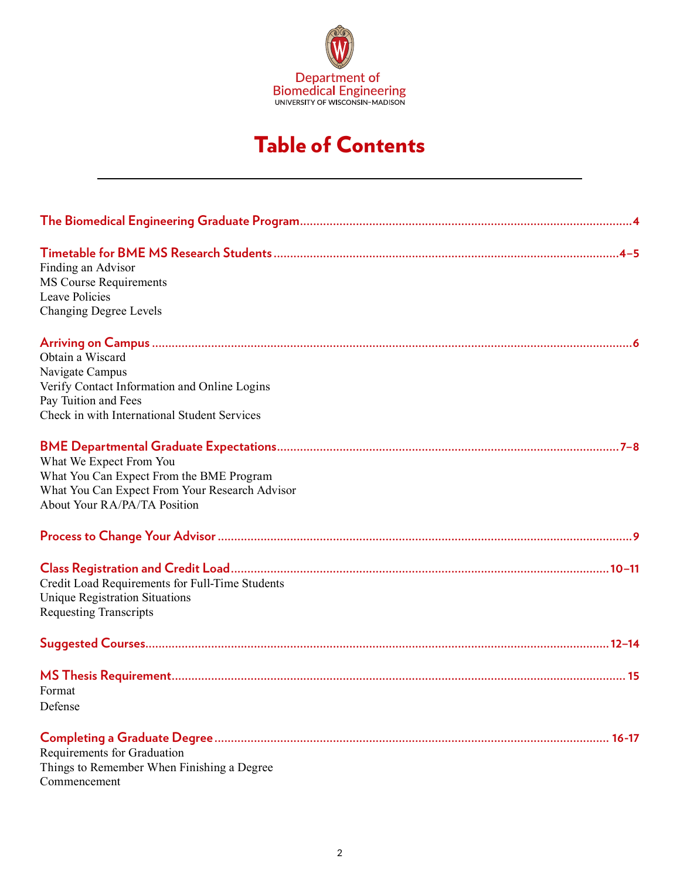Department of
Biomedical Engineering
UNIVERSITY OF WISCONSIN–MADISON

# Table of Contents

**The Biomedical Engineering Graduate Program** .......... 4

**Timetable for BME MS Research Students** .......... 4–5
Finding an Advisor
MS Course Requirements
Leave Policies
Changing Degree Levels

**Arriving on Campus** .......... 6
Obtain a Wiscard
Navigate Campus
Verify Contact Information and Online Logins
Pay Tuition and Fees
Check in with International Student Services

**BME Departmental Graduate Expectations** .......... 7–8
What We Expect From You
What You Can Expect From the BME Program
What You Can Expect From Your Research Advisor
About Your RA/PA/TA Position

**Process to Change Your Advisor** .......... 9

**Class Registration and Credit Load** .......... 10–11
Credit Load Requirements for Full-Time Students
Unique Registration Situations
Requesting Transcripts

**Suggested Courses** .......... 12–14

**MS Thesis Requirement** .......... 15
Format
Defense

**Completing a Graduate Degree** .......... 16-17
Requirements for Graduation
Things to Remember When Finishing a Degree
Commencement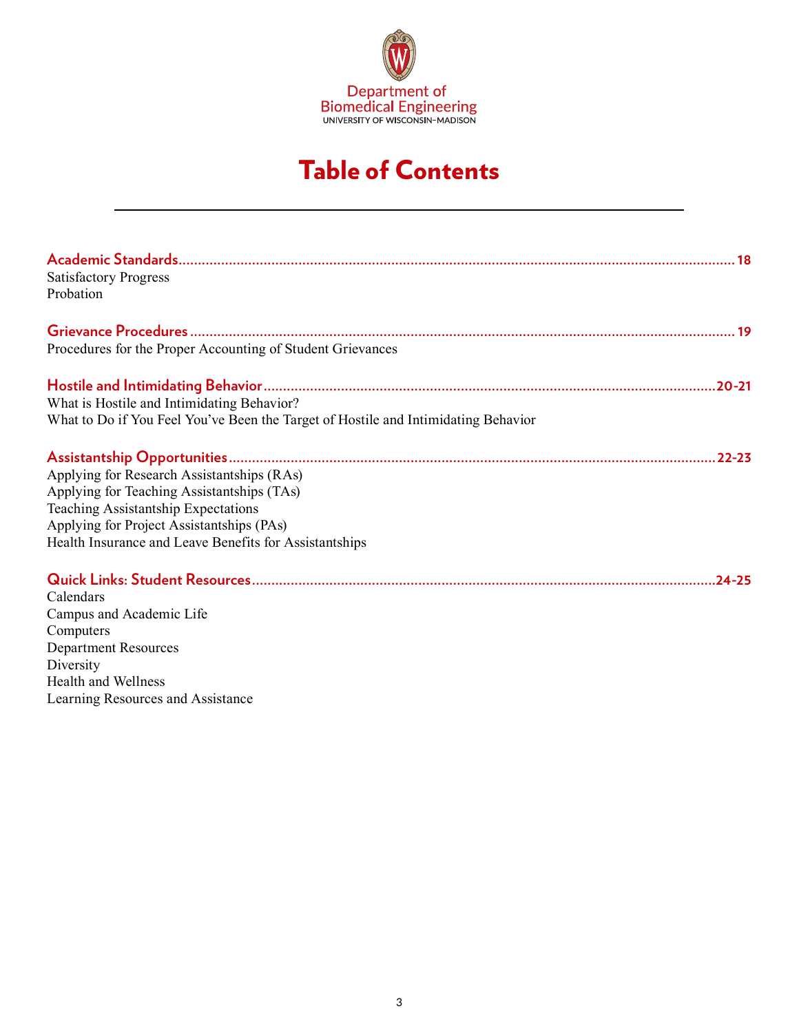Department of Biomedical Engineering
UNIVERSITY OF WISCONSIN–MADISON

# Table of Contents

**Academic Standards** ........ 18
Satisfactory Progress
Probation

**Grievance Procedures** ........ 19
Procedures for the Proper Accounting of Student Grievances

**Hostile and Intimidating Behavior** ........ 20-21
What is Hostile and Intimidating Behavior?
What to Do if You Feel You've Been the Target of Hostile and Intimidating Behavior

**Assistantship Opportunities** ........ 22-23
Applying for Research Assistantships (RAs)
Applying for Teaching Assistantships (TAs)
Teaching Assistantship Expectations
Applying for Project Assistantships (PAs)
Health Insurance and Leave Benefits for Assistantships

**Quick Links: Student Resources** ........ 24-25
Calendars
Campus and Academic Life
Computers
Department Resources
Diversity
Health and Wellness
Learning Resources and Assistance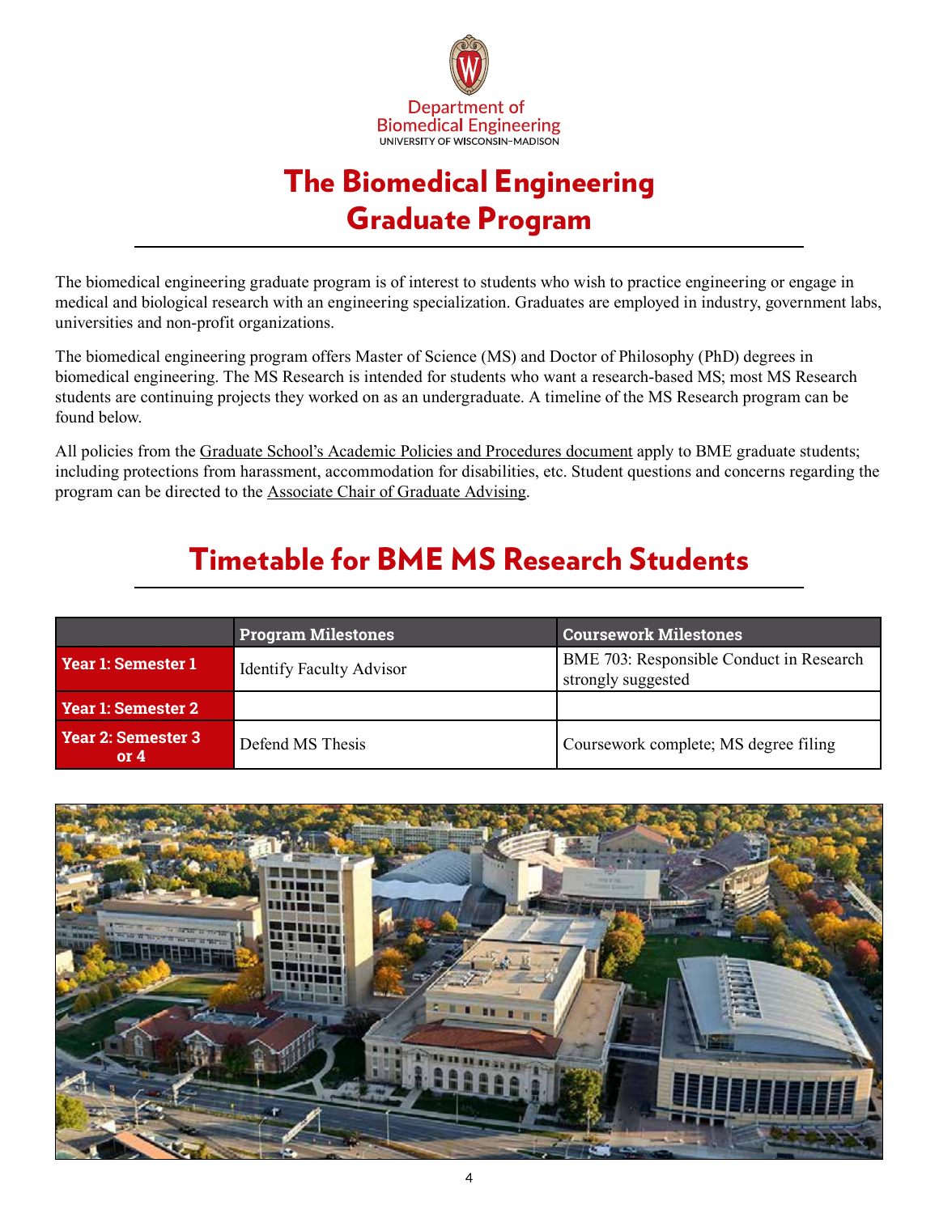Department of
Biomedical Engineering
UNIVERSITY OF WISCONSIN–MADISON

# The Biomedical Engineering Graduate Program

The biomedical engineering graduate program is of interest to students who wish to practice engineering or engage in medical and biological research with an engineering specialization. Graduates are employed in industry, government labs, universities and non-profit organizations.

The biomedical engineering program offers Master of Science (MS) and Doctor of Philosophy (PhD) degrees in biomedical engineering. The MS Research is intended for students who want a research-based MS; most MS Research students are continuing projects they worked on as an undergraduate. A timeline of the MS Research program can be found below.

All policies from the Graduate School's Academic Policies and Procedures document apply to BME graduate students; including protections from harassment, accommodation for disabilities, etc. Student questions and concerns regarding the program can be directed to the Associate Chair of Graduate Advising.

# Timetable for BME MS Research Students

| | Program Milestones | Coursework Milestones |
|---|---|---|
| **Year 1: Semester 1** | Identify Faculty Advisor | BME 703: Responsible Conduct in Research strongly suggested |
| **Year 1: Semester 2** | | |
| **Year 2: Semester 3 or 4** | Defend MS Thesis | Coursework complete; MS degree filing |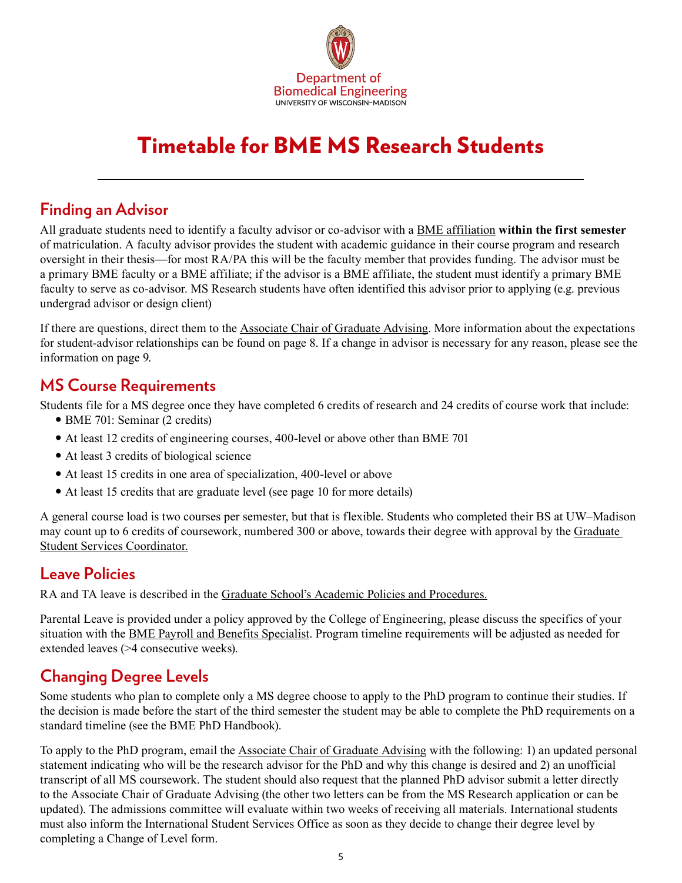Department of
Biomedical Engineering
UNIVERSITY OF WISCONSIN–MADISON

# Timetable for BME MS Research Students

## Finding an Advisor

All graduate students need to identify a faculty advisor or co-advisor with a BME affiliation **within the first semester** of matriculation. A faculty advisor provides the student with academic guidance in their course program and research oversight in their thesis—for most RA/PA this will be the faculty member that provides funding. The advisor must be a primary BME faculty or a BME affiliate; if the advisor is a BME affiliate, the student must identify a primary BME faculty to serve as co-advisor. MS Research students have often identified this advisor prior to applying (e.g. previous undergrad advisor or design client)

If there are questions, direct them to the Associate Chair of Graduate Advising. More information about the expectations for student-advisor relationships can be found on page 8. If a change in advisor is necessary for any reason, please see the information on page 9.

## MS Course Requirements

Students file for a MS degree once they have completed 6 credits of research and 24 credits of course work that include:

- BME 701: Seminar (2 credits)
- At least 12 credits of engineering courses, 400-level or above other than BME 701
- At least 3 credits of biological science
- At least 15 credits in one area of specialization, 400-level or above
- At least 15 credits that are graduate level (see page 10 for more details)

A general course load is two courses per semester, but that is flexible. Students who completed their BS at UW–Madison may count up to 6 credits of coursework, numbered 300 or above, towards their degree with approval by the Graduate Student Services Coordinator.

## Leave Policies

RA and TA leave is described in the Graduate School's Academic Policies and Procedures.

Parental Leave is provided under a policy approved by the College of Engineering, please discuss the specifics of your situation with the BME Payroll and Benefits Specialist. Program timeline requirements will be adjusted as needed for extended leaves (>4 consecutive weeks).

## Changing Degree Levels

Some students who plan to complete only a MS degree choose to apply to the PhD program to continue their studies. If the decision is made before the start of the third semester the student may be able to complete the PhD requirements on a standard timeline (see the BME PhD Handbook).

To apply to the PhD program, email the Associate Chair of Graduate Advising with the following: 1) an updated personal statement indicating who will be the research advisor for the PhD and why this change is desired and 2) an unofficial transcript of all MS coursework. The student should also request that the planned PhD advisor submit a letter directly to the Associate Chair of Graduate Advising (the other two letters can be from the MS Research application or can be updated). The admissions committee will evaluate within two weeks of receiving all materials. International students must also inform the International Student Services Office as soon as they decide to change their degree level by completing a Change of Level form.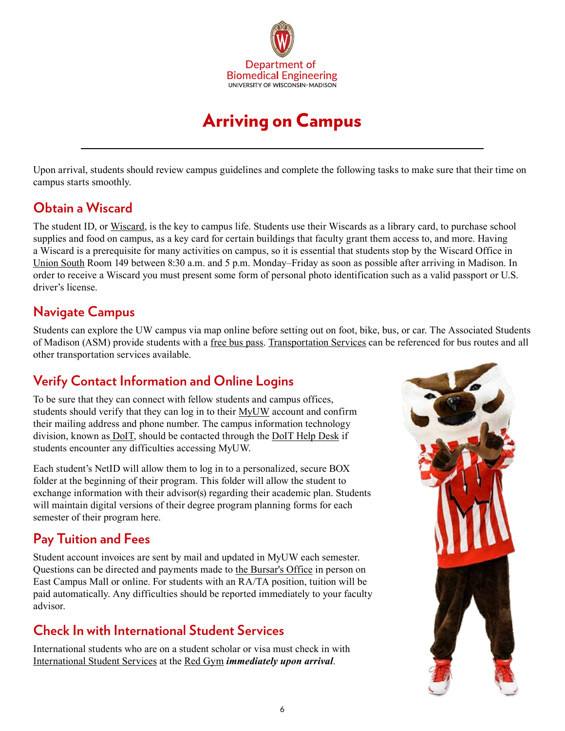Department of
Biomedical Engineering
UNIVERSITY OF WISCONSIN–MADISON

# Arriving on Campus

Upon arrival, students should review campus guidelines and complete the following tasks to make sure that their time on campus starts smoothly.

## Obtain a Wiscard

The student ID, or Wiscard, is the key to campus life. Students use their Wiscards as a library card, to purchase school supplies and food on campus, as a key card for certain buildings that faculty grant them access to, and more. Having a Wiscard is a prerequisite for many activities on campus, so it is essential that students stop by the Wiscard Office in Union South Room 149 between 8:30 a.m. and 5 p.m. Monday–Friday as soon as possible after arriving in Madison. In order to receive a Wiscard you must present some form of personal photo identification such as a valid passport or U.S. driver's license.

## Navigate Campus

Students can explore the UW campus via map online before setting out on foot, bike, bus, or car. The Associated Students of Madison (ASM) provide students with a free bus pass. Transportation Services can be referenced for bus routes and all other transportation services available.

## Verify Contact Information and Online Logins

To be sure that they can connect with fellow students and campus offices, students should verify that they can log in to their MyUW account and confirm their mailing address and phone number. The campus information technology division, known as DoIT, should be contacted through the DoIT Help Desk if students encounter any difficulties accessing MyUW.

Each student's NetID will allow them to log in to a personalized, secure BOX folder at the beginning of their program. This folder will allow the student to exchange information with their advisor(s) regarding their academic plan. Students will maintain digital versions of their degree program planning forms for each semester of their program here.

## Pay Tuition and Fees

Student account invoices are sent by mail and updated in MyUW each semester. Questions can be directed and payments made to the Bursar's Office in person on East Campus Mall or online. For students with an RA/TA position, tuition will be paid automatically. Any difficulties should be reported immediately to your faculty advisor.

## Check In with International Student Services

International students who are on a student scholar or visa must check in with International Student Services at the Red Gym ***immediately upon arrival***.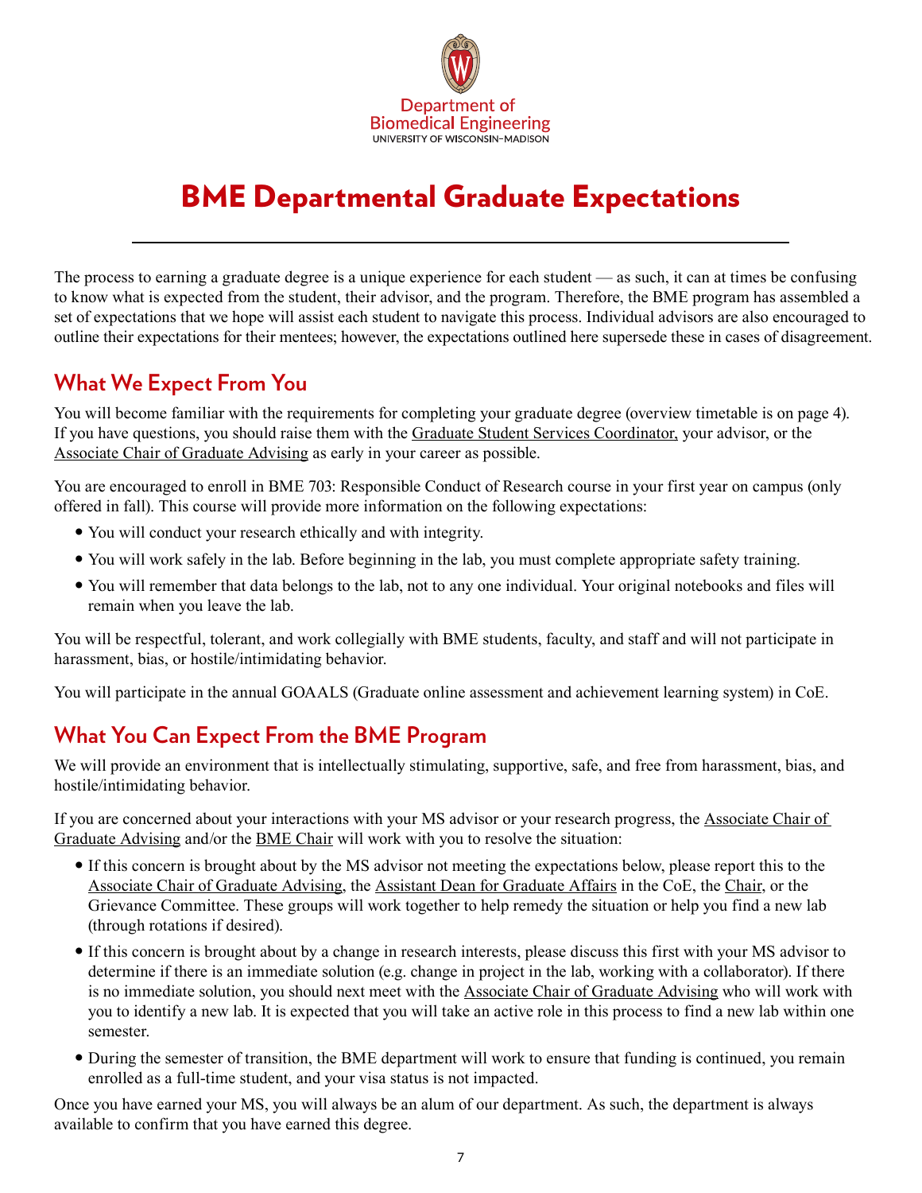Department of Biomedical Engineering
UNIVERSITY OF WISCONSIN–MADISON

# BME Departmental Graduate Expectations

The process to earning a graduate degree is a unique experience for each student — as such, it can at times be confusing to know what is expected from the student, their advisor, and the program. Therefore, the BME program has assembled a set of expectations that we hope will assist each student to navigate this process. Individual advisors are also encouraged to outline their expectations for their mentees; however, the expectations outlined here supersede these in cases of disagreement.

## What We Expect From You

You will become familiar with the requirements for completing your graduate degree (overview timetable is on page 4). If you have questions, you should raise them with the Graduate Student Services Coordinator, your advisor, or the Associate Chair of Graduate Advising as early in your career as possible.

You are encouraged to enroll in BME 703: Responsible Conduct of Research course in your first year on campus (only offered in fall). This course will provide more information on the following expectations:

- You will conduct your research ethically and with integrity.
- You will work safely in the lab. Before beginning in the lab, you must complete appropriate safety training.
- You will remember that data belongs to the lab, not to any one individual. Your original notebooks and files will remain when you leave the lab.

You will be respectful, tolerant, and work collegially with BME students, faculty, and staff and will not participate in harassment, bias, or hostile/intimidating behavior.

You will participate in the annual GOAALS (Graduate online assessment and achievement learning system) in CoE.

## What You Can Expect From the BME Program

We will provide an environment that is intellectually stimulating, supportive, safe, and free from harassment, bias, and hostile/intimidating behavior.

If you are concerned about your interactions with your MS advisor or your research progress, the Associate Chair of Graduate Advising and/or the BME Chair will work with you to resolve the situation:

- If this concern is brought about by the MS advisor not meeting the expectations below, please report this to the Associate Chair of Graduate Advising, the Assistant Dean for Graduate Affairs in the CoE, the Chair, or the Grievance Committee. These groups will work together to help remedy the situation or help you find a new lab (through rotations if desired).
- If this concern is brought about by a change in research interests, please discuss this first with your MS advisor to determine if there is an immediate solution (e.g. change in project in the lab, working with a collaborator). If there is no immediate solution, you should next meet with the Associate Chair of Graduate Advising who will work with you to identify a new lab. It is expected that you will take an active role in this process to find a new lab within one semester.
- During the semester of transition, the BME department will work to ensure that funding is continued, you remain enrolled as a full-time student, and your visa status is not impacted.

Once you have earned your MS, you will always be an alum of our department. As such, the department is always available to confirm that you have earned this degree.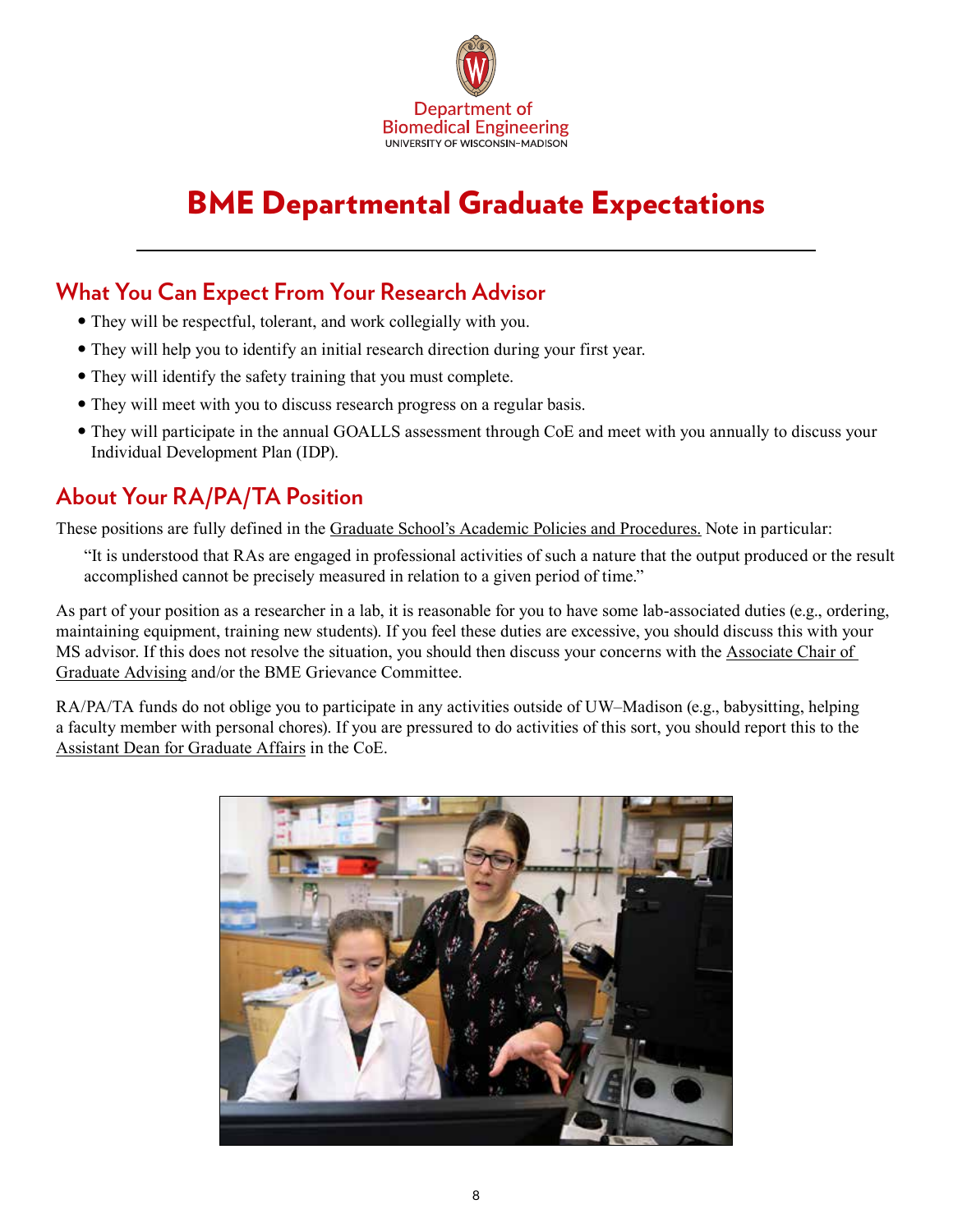Department of
Biomedical Engineering
UNIVERSITY OF WISCONSIN–MADISON

# BME Departmental Graduate Expectations

## What You Can Expect From Your Research Advisor

- They will be respectful, tolerant, and work collegially with you.
- They will help you to identify an initial research direction during your first year.
- They will identify the safety training that you must complete.
- They will meet with you to discuss research progress on a regular basis.
- They will participate in the annual GOALLS assessment through CoE and meet with you annually to discuss your Individual Development Plan (IDP).

## About Your RA/PA/TA Position

These positions are fully defined in the Graduate School's Academic Policies and Procedures. Note in particular:

> "It is understood that RAs are engaged in professional activities of such a nature that the output produced or the result accomplished cannot be precisely measured in relation to a given period of time."

As part of your position as a researcher in a lab, it is reasonable for you to have some lab-associated duties (e.g., ordering, maintaining equipment, training new students). If you feel these duties are excessive, you should discuss this with your MS advisor. If this does not resolve the situation, you should then discuss your concerns with the Associate Chair of Graduate Advising and/or the BME Grievance Committee.

RA/PA/TA funds do not oblige you to participate in any activities outside of UW–Madison (e.g., babysitting, helping a faculty member with personal chores). If you are pressured to do activities of this sort, you should report this to the Assistant Dean for Graduate Affairs in the CoE.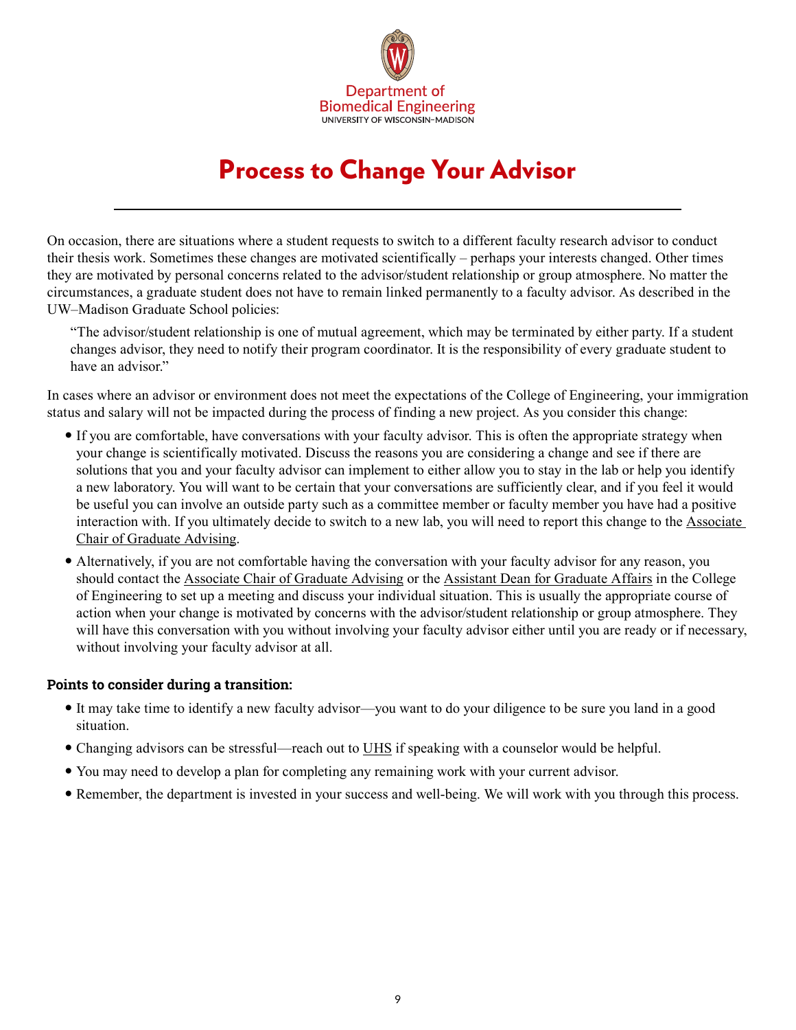Department of
Biomedical Engineering
UNIVERSITY OF WISCONSIN–MADISON

# Process to Change Your Advisor

On occasion, there are situations where a student requests to switch to a different faculty research advisor to conduct their thesis work. Sometimes these changes are motivated scientifically – perhaps your interests changed. Other times they are motivated by personal concerns related to the advisor/student relationship or group atmosphere. No matter the circumstances, a graduate student does not have to remain linked permanently to a faculty advisor. As described in the UW–Madison Graduate School policies:

> "The advisor/student relationship is one of mutual agreement, which may be terminated by either party. If a student changes advisor, they need to notify their program coordinator. It is the responsibility of every graduate student to have an advisor."

In cases where an advisor or environment does not meet the expectations of the College of Engineering, your immigration status and salary will not be impacted during the process of finding a new project. As you consider this change:

- If you are comfortable, have conversations with your faculty advisor. This is often the appropriate strategy when your change is scientifically motivated. Discuss the reasons you are considering a change and see if there are solutions that you and your faculty advisor can implement to either allow you to stay in the lab or help you identify a new laboratory. You will want to be certain that your conversations are sufficiently clear, and if you feel it would be useful you can involve an outside party such as a committee member or faculty member you have had a positive interaction with. If you ultimately decide to switch to a new lab, you will need to report this change to the Associate Chair of Graduate Advising.
- Alternatively, if you are not comfortable having the conversation with your faculty advisor for any reason, you should contact the Associate Chair of Graduate Advising or the Assistant Dean for Graduate Affairs in the College of Engineering to set up a meeting and discuss your individual situation. This is usually the appropriate course of action when your change is motivated by concerns with the advisor/student relationship or group atmosphere. They will have this conversation with you without involving your faculty advisor either until you are ready or if necessary, without involving your faculty advisor at all.

**Points to consider during a transition:**

- It may take time to identify a new faculty advisor—you want to do your diligence to be sure you land in a good situation.
- Changing advisors can be stressful—reach out to UHS if speaking with a counselor would be helpful.
- You may need to develop a plan for completing any remaining work with your current advisor.
- Remember, the department is invested in your success and well-being. We will work with you through this process.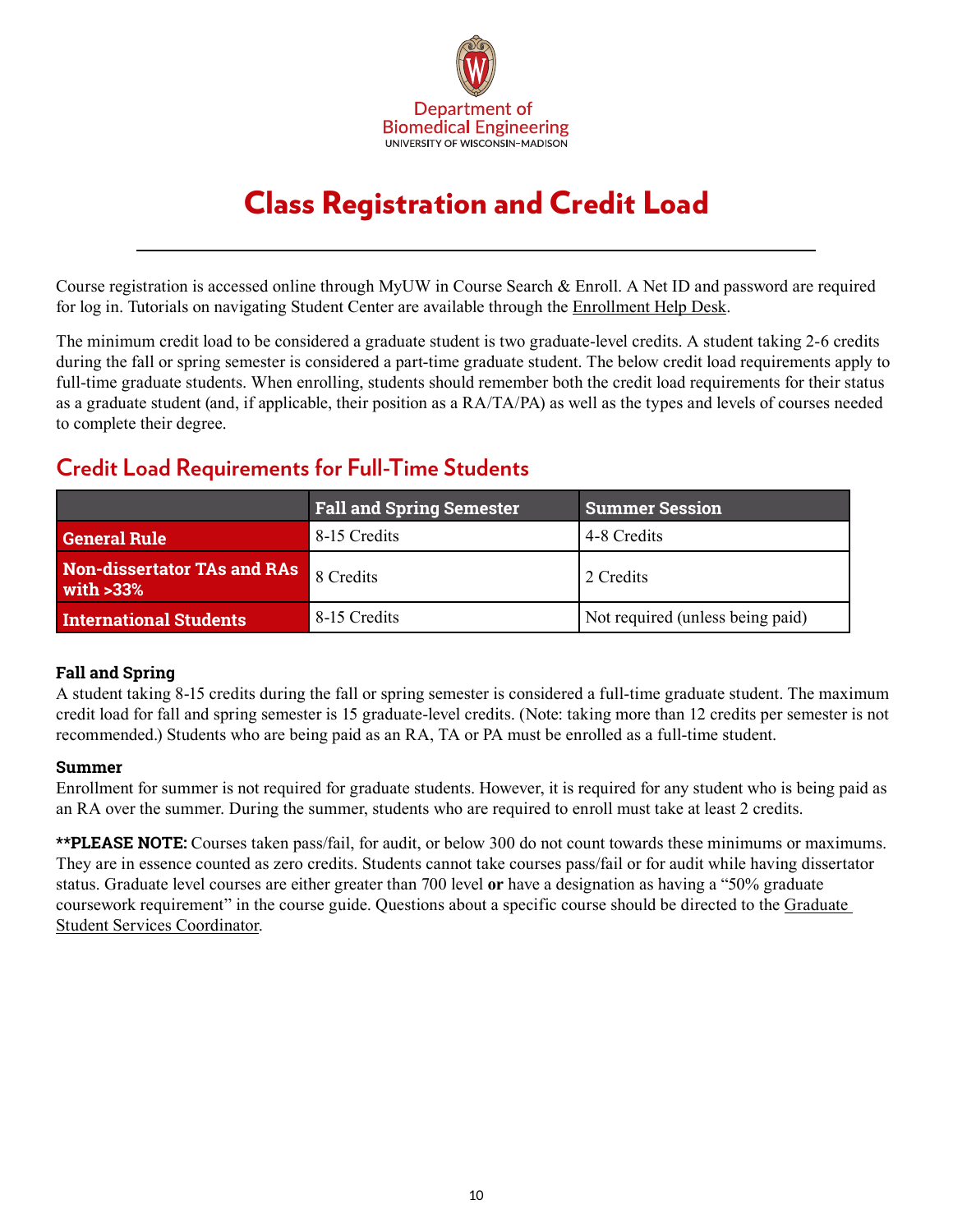Department of Biomedical Engineering
UNIVERSITY OF WISCONSIN–MADISON

# Class Registration and Credit Load

Course registration is accessed online through MyUW in Course Search & Enroll. A Net ID and password are required for log in. Tutorials on navigating Student Center are available through the Enrollment Help Desk.

The minimum credit load to be considered a graduate student is two graduate-level credits. A student taking 2-6 credits during the fall or spring semester is considered a part-time graduate student. The below credit load requirements apply to full-time graduate students. When enrolling, students should remember both the credit load requirements for their status as a graduate student (and, if applicable, their position as a RA/TA/PA) as well as the types and levels of courses needed to complete their degree.

## Credit Load Requirements for Full-Time Students

| | Fall and Spring Semester | Summer Session |
|---|---|---|
| **General Rule** | 8-15 Credits | 4-8 Credits |
| **Non-dissertator TAs and RAs with >33%** | 8 Credits | 2 Credits |
| **International Students** | 8-15 Credits | Not required (unless being paid) |

**Fall and Spring**
A student taking 8-15 credits during the fall or spring semester is considered a full-time graduate student. The maximum credit load for fall and spring semester is 15 graduate-level credits. (Note: taking more than 12 credits per semester is not recommended.) Students who are being paid as an RA, TA or PA must be enrolled as a full-time student.

**Summer**
Enrollment for summer is not required for graduate students. However, it is required for any student who is being paid as an RA over the summer. During the summer, students who are required to enroll must take at least 2 credits.

****PLEASE NOTE:** Courses taken pass/fail, for audit, or below 300 do not count towards these minimums or maximums. They are in essence counted as zero credits. Students cannot take courses pass/fail or for audit while having dissertator status. Graduate level courses are either greater than 700 level **or** have a designation as having a "50% graduate coursework requirement" in the course guide. Questions about a specific course should be directed to the Graduate Student Services Coordinator.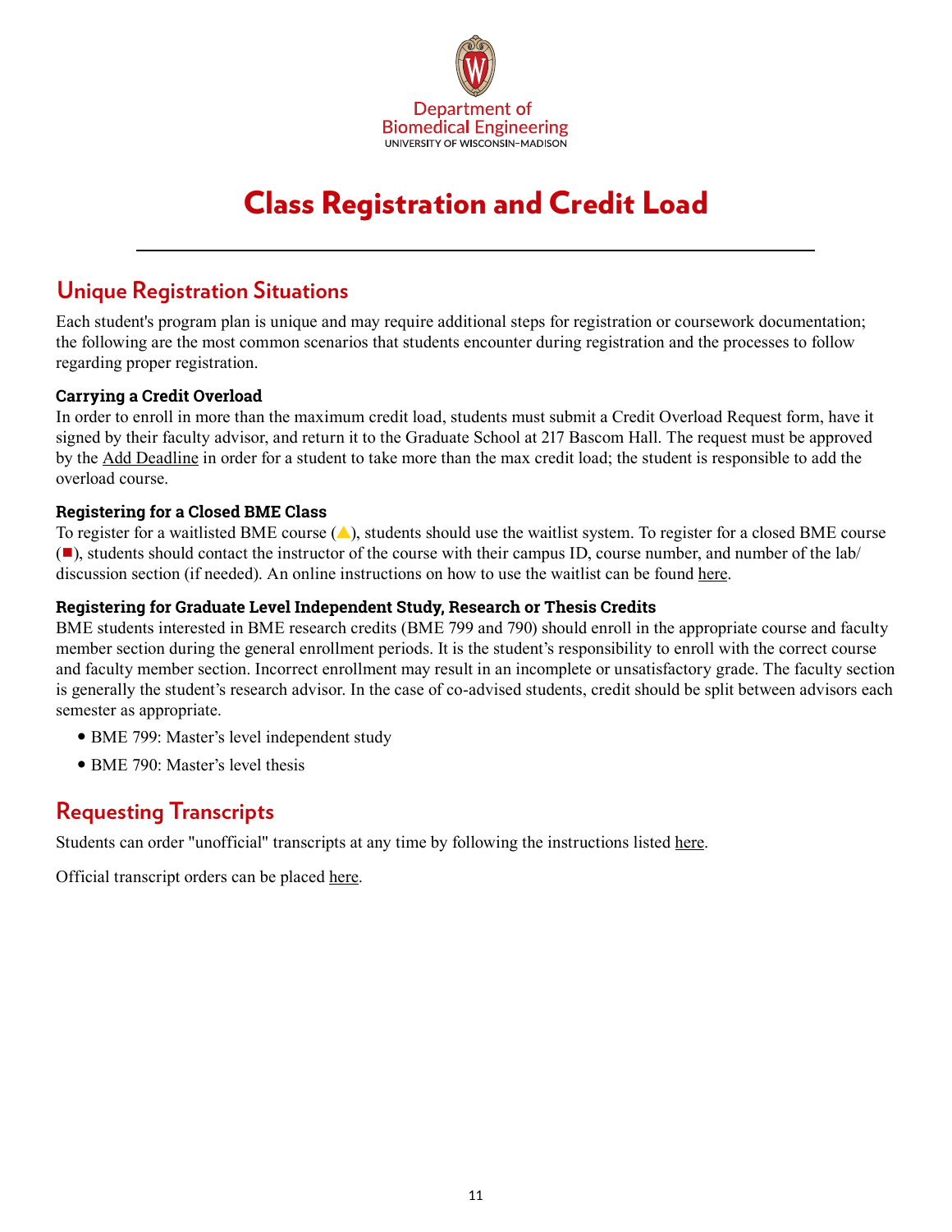Department of
Biomedical Engineering
UNIVERSITY OF WISCONSIN–MADISON

# Class Registration and Credit Load

## Unique Registration Situations

Each student's program plan is unique and may require additional steps for registration or coursework documentation; the following are the most common scenarios that students encounter during registration and the processes to follow regarding proper registration.

**Carrying a Credit Overload**
In order to enroll in more than the maximum credit load, students must submit a Credit Overload Request form, have it signed by their faculty advisor, and return it to the Graduate School at 217 Bascom Hall. The request must be approved by the Add Deadline in order for a student to take more than the max credit load; the student is responsible to add the overload course.

**Registering for a Closed BME Class**
To register for a waitlisted BME course (▲), students should use the waitlist system. To register for a closed BME course (■), students should contact the instructor of the course with their campus ID, course number, and number of the lab/ discussion section (if needed). An online instructions on how to use the waitlist can be found here.

**Registering for Graduate Level Independent Study, Research or Thesis Credits**
BME students interested in BME research credits (BME 799 and 790) should enroll in the appropriate course and faculty member section during the general enrollment periods. It is the student's responsibility to enroll with the correct course and faculty member section. Incorrect enrollment may result in an incomplete or unsatisfactory grade. The faculty section is generally the student's research advisor. In the case of co-advised students, credit should be split between advisors each semester as appropriate.

- BME 799: Master's level independent study
- BME 790: Master's level thesis

## Requesting Transcripts

Students can order "unofficial" transcripts at any time by following the instructions listed here.

Official transcript orders can be placed here.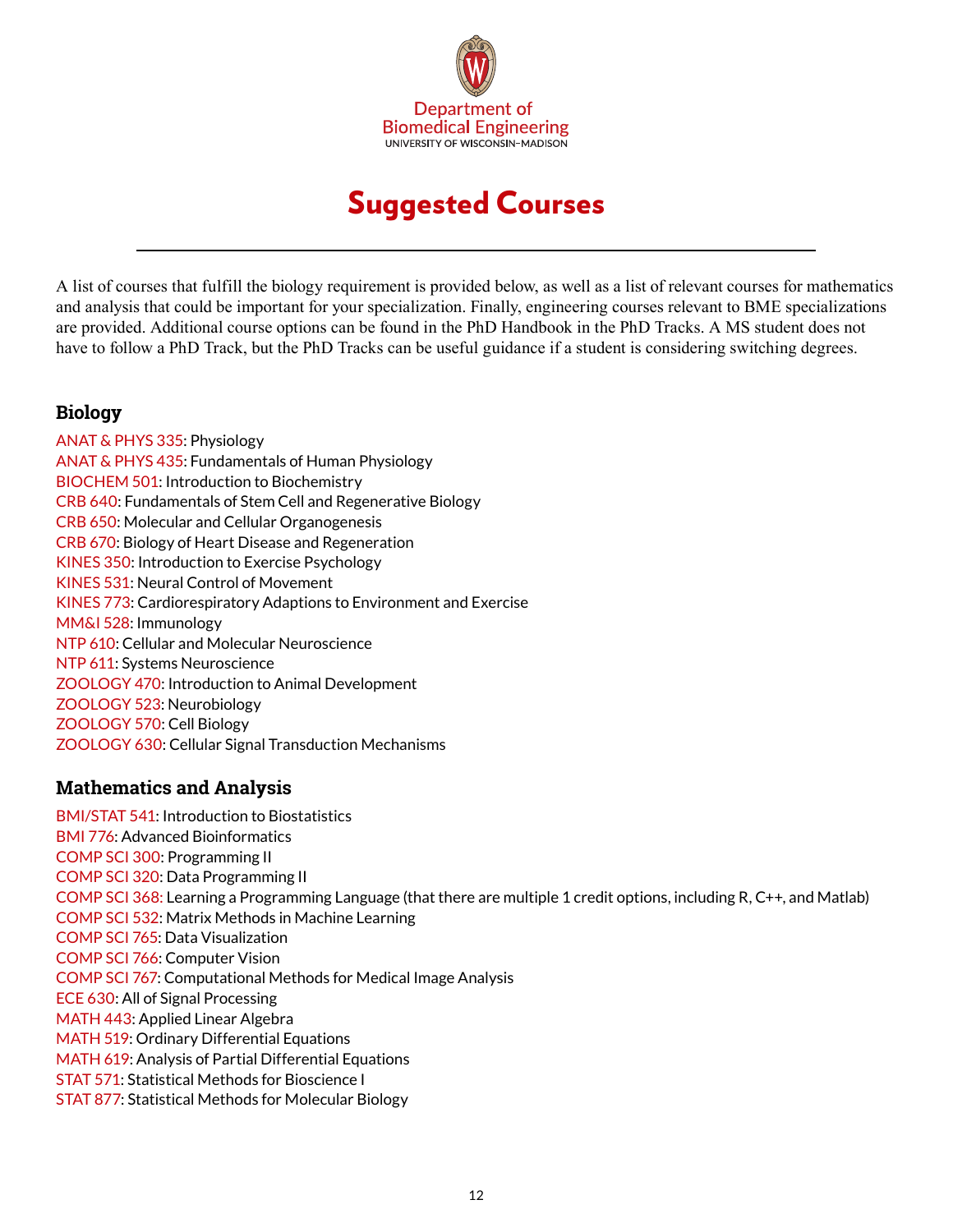Department of
Biomedical Engineering
UNIVERSITY OF WISCONSIN–MADISON

# Suggested Courses

A list of courses that fulfill the biology requirement is provided below, as well as a list of relevant courses for mathematics and analysis that could be important for your specialization. Finally, engineering courses relevant to BME specializations are provided. Additional course options can be found in the PhD Handbook in the PhD Tracks. A MS student does not have to follow a PhD Track, but the PhD Tracks can be useful guidance if a student is considering switching degrees.

## Biology

ANAT & PHYS 335: Physiology
ANAT & PHYS 435: Fundamentals of Human Physiology
BIOCHEM 501: Introduction to Biochemistry
CRB 640: Fundamentals of Stem Cell and Regenerative Biology
CRB 650: Molecular and Cellular Organogenesis
CRB 670: Biology of Heart Disease and Regeneration
KINES 350: Introduction to Exercise Psychology
KINES 531: Neural Control of Movement
KINES 773: Cardiorespiratory Adaptions to Environment and Exercise
MM&I 528: Immunology
NTP 610: Cellular and Molecular Neuroscience
NTP 611: Systems Neuroscience
ZOOLOGY 470: Introduction to Animal Development
ZOOLOGY 523: Neurobiology
ZOOLOGY 570: Cell Biology
ZOOLOGY 630: Cellular Signal Transduction Mechanisms

## Mathematics and Analysis

BMI/STAT 541: Introduction to Biostatistics
BMI 776: Advanced Bioinformatics
COMP SCI 300: Programming II
COMP SCI 320: Data Programming II
COMP SCI 368: Learning a Programming Language (that there are multiple 1 credit options, including R, C++, and Matlab)
COMP SCI 532: Matrix Methods in Machine Learning
COMP SCI 765: Data Visualization
COMP SCI 766: Computer Vision
COMP SCI 767: Computational Methods for Medical Image Analysis
ECE 630: All of Signal Processing
MATH 443: Applied Linear Algebra
MATH 519: Ordinary Differential Equations
MATH 619: Analysis of Partial Differential Equations
STAT 571: Statistical Methods for Bioscience I
STAT 877: Statistical Methods for Molecular Biology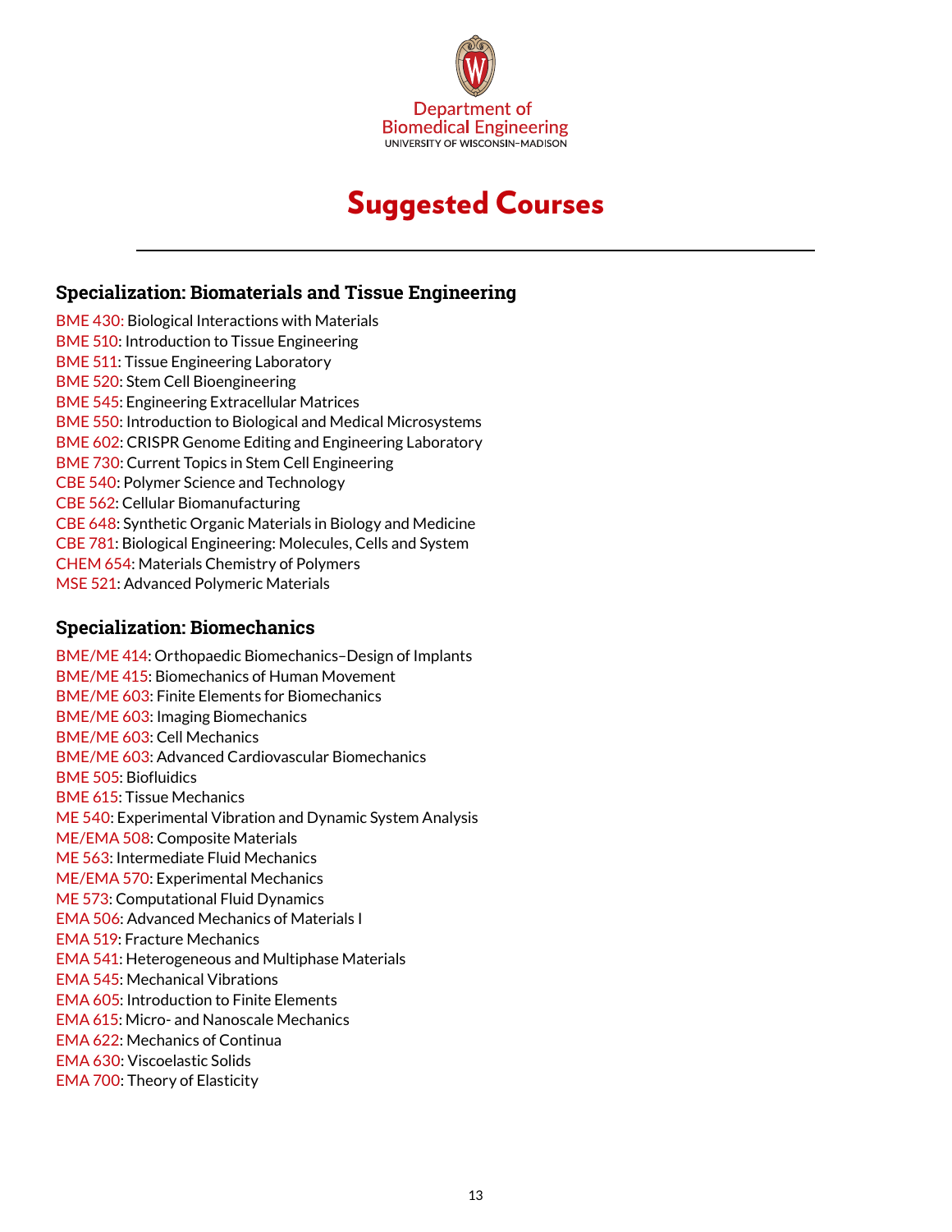Department of
Biomedical Engineering
UNIVERSITY OF WISCONSIN–MADISON

# Suggested Courses

---

### Specialization: Biomaterials and Tissue Engineering

BME 430: Biological Interactions with Materials
BME 510: Introduction to Tissue Engineering
BME 511: Tissue Engineering Laboratory
BME 520: Stem Cell Bioengineering
BME 545: Engineering Extracellular Matrices
BME 550: Introduction to Biological and Medical Microsystems
BME 602: CRISPR Genome Editing and Engineering Laboratory
BME 730: Current Topics in Stem Cell Engineering
CBE 540: Polymer Science and Technology
CBE 562: Cellular Biomanufacturing
CBE 648: Synthetic Organic Materials in Biology and Medicine
CBE 781: Biological Engineering: Molecules, Cells and System
CHEM 654: Materials Chemistry of Polymers
MSE 521: Advanced Polymeric Materials

### Specialization: Biomechanics

BME/ME 414: Orthopaedic Biomechanics–Design of Implants
BME/ME 415: Biomechanics of Human Movement
BME/ME 603: Finite Elements for Biomechanics
BME/ME 603: Imaging Biomechanics
BME/ME 603: Cell Mechanics
BME/ME 603: Advanced Cardiovascular Biomechanics
BME 505: Biofluidics
BME 615: Tissue Mechanics
ME 540: Experimental Vibration and Dynamic System Analysis
ME/EMA 508: Composite Materials
ME 563: Intermediate Fluid Mechanics
ME/EMA 570: Experimental Mechanics
ME 573: Computational Fluid Dynamics
EMA 506: Advanced Mechanics of Materials I
EMA 519: Fracture Mechanics
EMA 541: Heterogeneous and Multiphase Materials
EMA 545: Mechanical Vibrations
EMA 605: Introduction to Finite Elements
EMA 615: Micro- and Nanoscale Mechanics
EMA 622: Mechanics of Continua
EMA 630: Viscoelastic Solids
EMA 700: Theory of Elasticity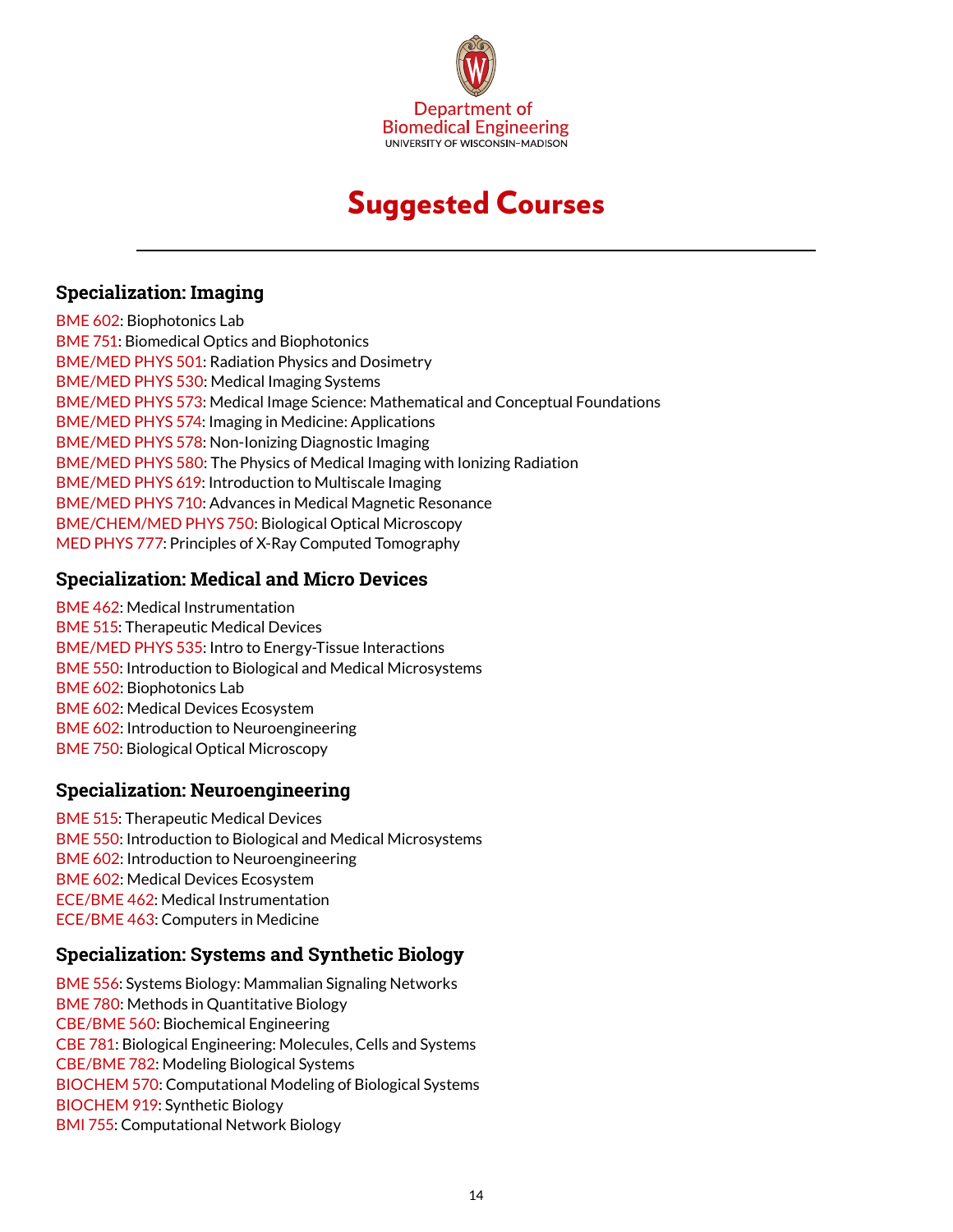Department of Biomedical Engineering
UNIVERSITY OF WISCONSIN–MADISON

# Suggested Courses

---

## Specialization: Imaging

BME 602: Biophotonics Lab
BME 751: Biomedical Optics and Biophotonics
BME/MED PHYS 501: Radiation Physics and Dosimetry
BME/MED PHYS 530: Medical Imaging Systems
BME/MED PHYS 573: Medical Image Science: Mathematical and Conceptual Foundations
BME/MED PHYS 574: Imaging in Medicine: Applications
BME/MED PHYS 578: Non-Ionizing Diagnostic Imaging
BME/MED PHYS 580: The Physics of Medical Imaging with Ionizing Radiation
BME/MED PHYS 619: Introduction to Multiscale Imaging
BME/MED PHYS 710: Advances in Medical Magnetic Resonance
BME/CHEM/MED PHYS 750: Biological Optical Microscopy
MED PHYS 777: Principles of X-Ray Computed Tomography

## Specialization: Medical and Micro Devices

BME 462: Medical Instrumentation
BME 515: Therapeutic Medical Devices
BME/MED PHYS 535: Intro to Energy-Tissue Interactions
BME 550: Introduction to Biological and Medical Microsystems
BME 602: Biophotonics Lab
BME 602: Medical Devices Ecosystem
BME 602: Introduction to Neuroengineering
BME 750: Biological Optical Microscopy

## Specialization: Neuroengineering

BME 515: Therapeutic Medical Devices
BME 550: Introduction to Biological and Medical Microsystems
BME 602: Introduction to Neuroengineering
BME 602: Medical Devices Ecosystem
ECE/BME 462: Medical Instrumentation
ECE/BME 463: Computers in Medicine

## Specialization: Systems and Synthetic Biology

BME 556: Systems Biology: Mammalian Signaling Networks
BME 780: Methods in Quantitative Biology
CBE/BME 560: Biochemical Engineering
CBE 781: Biological Engineering: Molecules, Cells and Systems
CBE/BME 782: Modeling Biological Systems
BIOCHEM 570: Computational Modeling of Biological Systems
BIOCHEM 919: Synthetic Biology
BMI 755: Computational Network Biology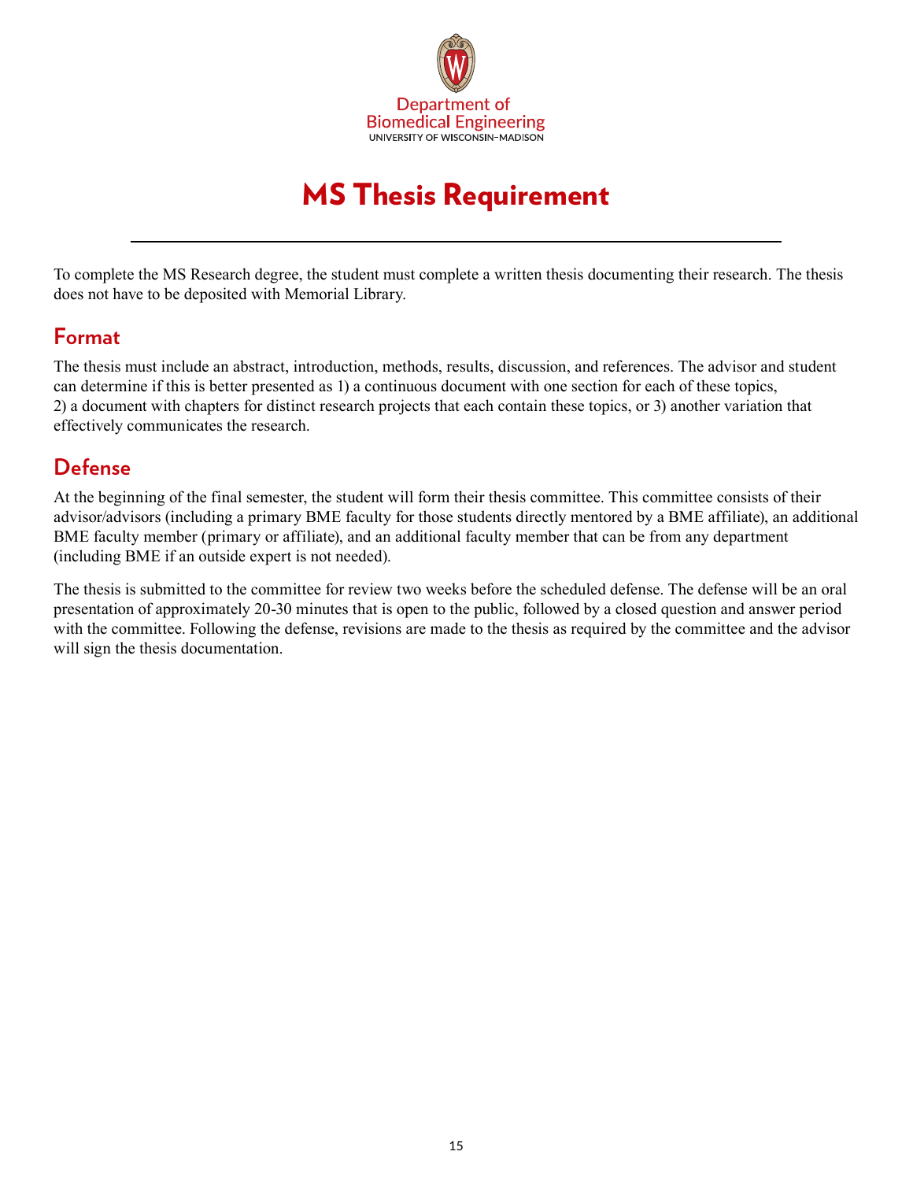Department of
Biomedical Engineering
UNIVERSITY OF WISCONSIN–MADISON

# MS Thesis Requirement

To complete the MS Research degree, the student must complete a written thesis documenting their research. The thesis does not have to be deposited with Memorial Library.

## Format

The thesis must include an abstract, introduction, methods, results, discussion, and references. The advisor and student can determine if this is better presented as 1) a continuous document with one section for each of these topics, 2) a document with chapters for distinct research projects that each contain these topics, or 3) another variation that effectively communicates the research.

## Defense

At the beginning of the final semester, the student will form their thesis committee. This committee consists of their advisor/advisors (including a primary BME faculty for those students directly mentored by a BME affiliate), an additional BME faculty member (primary or affiliate), and an additional faculty member that can be from any department (including BME if an outside expert is not needed).

The thesis is submitted to the committee for review two weeks before the scheduled defense. The defense will be an oral presentation of approximately 20-30 minutes that is open to the public, followed by a closed question and answer period with the committee. Following the defense, revisions are made to the thesis as required by the committee and the advisor will sign the thesis documentation.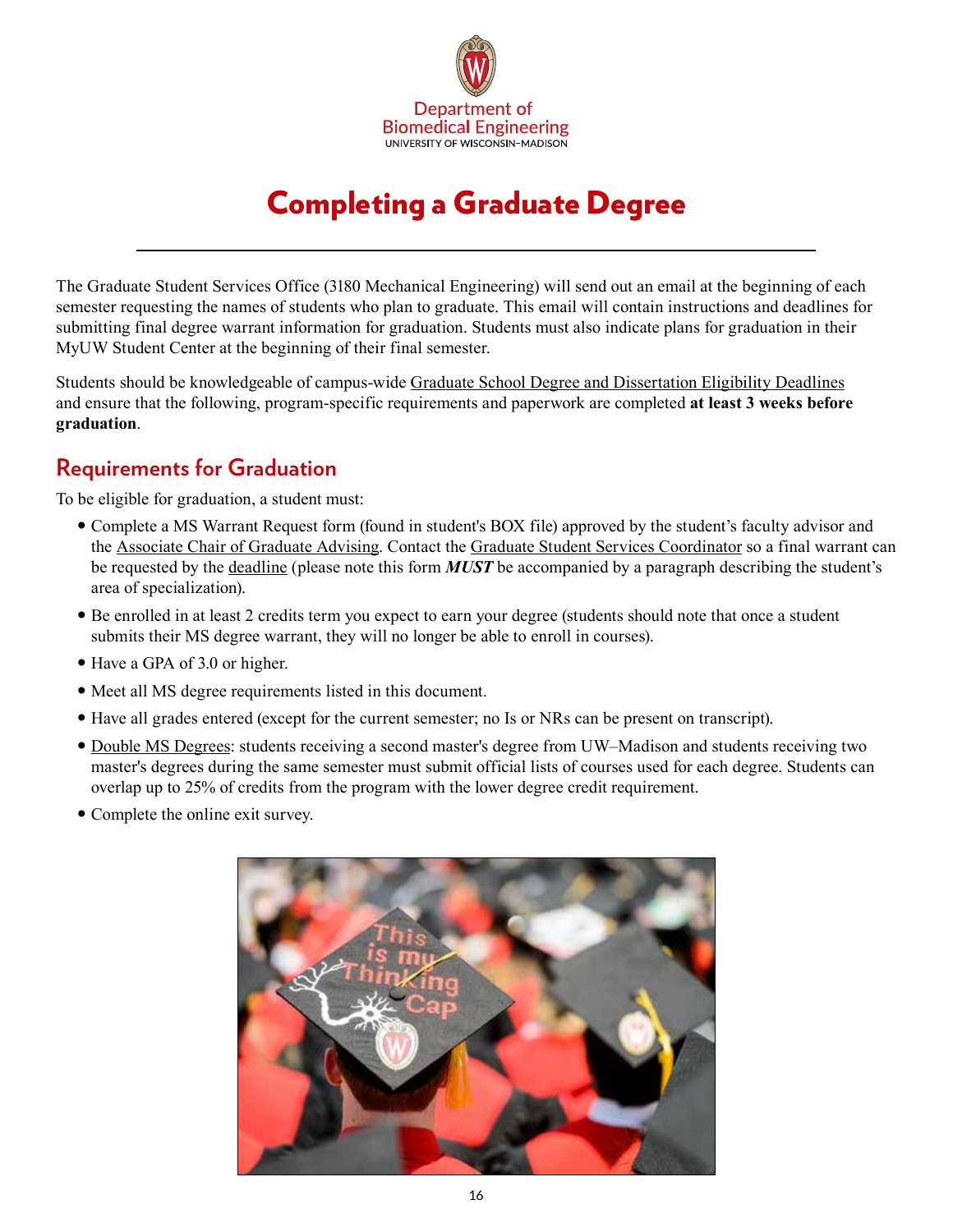# Completing a Graduate Degree

The Graduate Student Services Office (3180 Mechanical Engineering) will send out an email at the beginning of each semester requesting the names of students who plan to graduate. This email will contain instructions and deadlines for submitting final degree warrant information for graduation. Students must also indicate plans for graduation in their MyUW Student Center at the beginning of their final semester.

Students should be knowledgeable of campus-wide Graduate School Degree and Dissertation Eligibility Deadlines and ensure that the following, program-specific requirements and paperwork are completed **at least 3 weeks before graduation**.

## Requirements for Graduation

To be eligible for graduation, a student must:

- Complete a MS Warrant Request form (found in student's BOX file) approved by the student's faculty advisor and the Associate Chair of Graduate Advising. Contact the Graduate Student Services Coordinator so a final warrant can be requested by the deadline (please note this form ***MUST*** be accompanied by a paragraph describing the student's area of specialization).
- Be enrolled in at least 2 credits term you expect to earn your degree (students should note that once a student submits their MS degree warrant, they will no longer be able to enroll in courses).
- Have a GPA of 3.0 or higher.
- Meet all MS degree requirements listed in this document.
- Have all grades entered (except for the current semester; no Is or NRs can be present on transcript).
- Double MS Degrees: students receiving a second master's degree from UW–Madison and students receiving two master's degrees during the same semester must submit official lists of courses used for each degree. Students can overlap up to 25% of credits from the program with the lower degree credit requirement.
- Complete the online exit survey.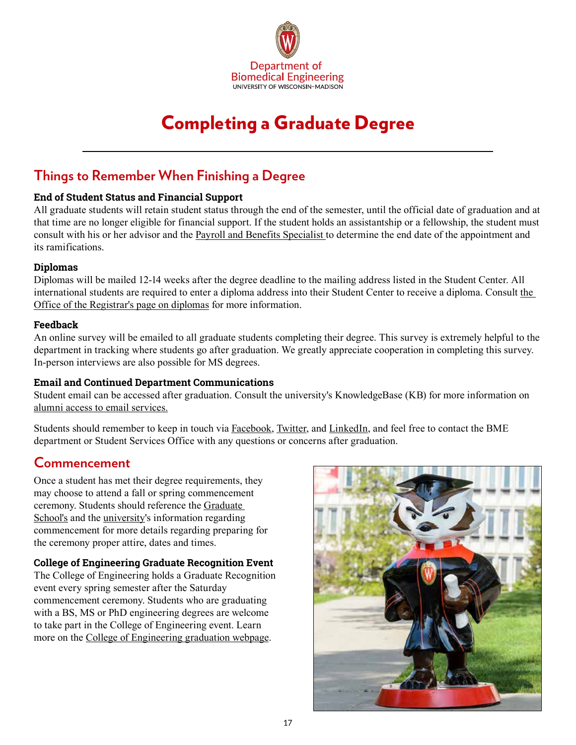Department of Biomedical Engineering
UNIVERSITY OF WISCONSIN–MADISON

# Completing a Graduate Degree

## Things to Remember When Finishing a Degree

**End of Student Status and Financial Support**

All graduate students will retain student status through the end of the semester, until the official date of graduation and at that time are no longer eligible for financial support. If the student holds an assistantship or a fellowship, the student must consult with his or her advisor and the Payroll and Benefits Specialist to determine the end date of the appointment and its ramifications.

**Diplomas**

Diplomas will be mailed 12-14 weeks after the degree deadline to the mailing address listed in the Student Center. All international students are required to enter a diploma address into their Student Center to receive a diploma. Consult the Office of the Registrar's page on diplomas for more information.

**Feedback**

An online survey will be emailed to all graduate students completing their degree. This survey is extremely helpful to the department in tracking where students go after graduation. We greatly appreciate cooperation in completing this survey. In-person interviews are also possible for MS degrees.

**Email and Continued Department Communications**

Student email can be accessed after graduation. Consult the university's KnowledgeBase (KB) for more information on alumni access to email services.

Students should remember to keep in touch via Facebook, Twitter, and LinkedIn, and feel free to contact the BME department or Student Services Office with any questions or concerns after graduation.

## Commencement

Once a student has met their degree requirements, they may choose to attend a fall or spring commencement ceremony. Students should reference the Graduate School's and the university's information regarding commencement for more details regarding preparing for the ceremony proper attire, dates and times.

**College of Engineering Graduate Recognition Event**

The College of Engineering holds a Graduate Recognition event every spring semester after the Saturday commencement ceremony. Students who are graduating with a BS, MS or PhD engineering degrees are welcome to take part in the College of Engineering event. Learn more on the College of Engineering graduation webpage.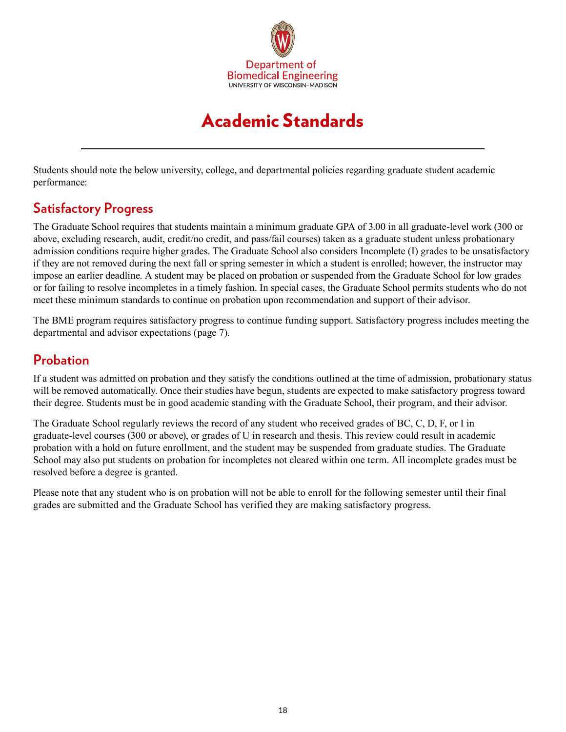Department of
Biomedical Engineering
UNIVERSITY OF WISCONSIN–MADISON

# Academic Standards

Students should note the below university, college, and departmental policies regarding graduate student academic performance:

## Satisfactory Progress

The Graduate School requires that students maintain a minimum graduate GPA of 3.00 in all graduate-level work (300 or above, excluding research, audit, credit/no credit, and pass/fail courses) taken as a graduate student unless probationary admission conditions require higher grades. The Graduate School also considers Incomplete (I) grades to be unsatisfactory if they are not removed during the next fall or spring semester in which a student is enrolled; however, the instructor may impose an earlier deadline. A student may be placed on probation or suspended from the Graduate School for low grades or for failing to resolve incompletes in a timely fashion. In special cases, the Graduate School permits students who do not meet these minimum standards to continue on probation upon recommendation and support of their advisor.

The BME program requires satisfactory progress to continue funding support. Satisfactory progress includes meeting the departmental and advisor expectations (page 7).

## Probation

If a student was admitted on probation and they satisfy the conditions outlined at the time of admission, probationary status will be removed automatically. Once their studies have begun, students are expected to make satisfactory progress toward their degree. Students must be in good academic standing with the Graduate School, their program, and their advisor.

The Graduate School regularly reviews the record of any student who received grades of BC, C, D, F, or I in graduate-level courses (300 or above), or grades of U in research and thesis. This review could result in academic probation with a hold on future enrollment, and the student may be suspended from graduate studies. The Graduate School may also put students on probation for incompletes not cleared within one term. All incomplete grades must be resolved before a degree is granted.

Please note that any student who is on probation will not be able to enroll for the following semester until their final grades are submitted and the Graduate School has verified they are making satisfactory progress.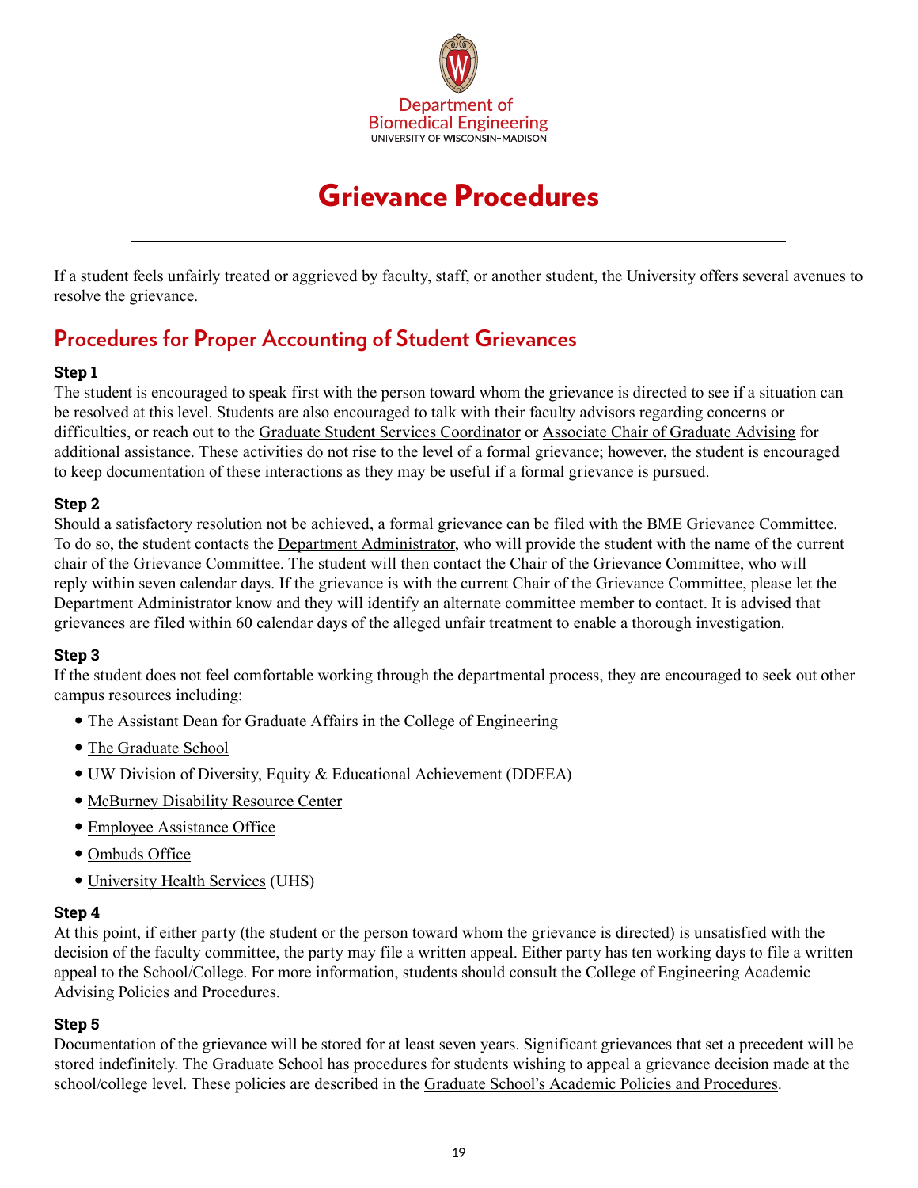Department of Biomedical Engineering
UNIVERSITY OF WISCONSIN–MADISON

# Grievance Procedures

If a student feels unfairly treated or aggrieved by faculty, staff, or another student, the University offers several avenues to resolve the grievance.

## Procedures for Proper Accounting of Student Grievances

**Step 1**
The student is encouraged to speak first with the person toward whom the grievance is directed to see if a situation can be resolved at this level. Students are also encouraged to talk with their faculty advisors regarding concerns or difficulties, or reach out to the Graduate Student Services Coordinator or Associate Chair of Graduate Advising for additional assistance. These activities do not rise to the level of a formal grievance; however, the student is encouraged to keep documentation of these interactions as they may be useful if a formal grievance is pursued.

**Step 2**
Should a satisfactory resolution not be achieved, a formal grievance can be filed with the BME Grievance Committee. To do so, the student contacts the Department Administrator, who will provide the student with the name of the current chair of the Grievance Committee. The student will then contact the Chair of the Grievance Committee, who will reply within seven calendar days. If the grievance is with the current Chair of the Grievance Committee, please let the Department Administrator know and they will identify an alternate committee member to contact. It is advised that grievances are filed within 60 calendar days of the alleged unfair treatment to enable a thorough investigation.

**Step 3**
If the student does not feel comfortable working through the departmental process, they are encouraged to seek out other campus resources including:

- The Assistant Dean for Graduate Affairs in the College of Engineering
- The Graduate School
- UW Division of Diversity, Equity & Educational Achievement (DDEEA)
- McBurney Disability Resource Center
- Employee Assistance Office
- Ombuds Office
- University Health Services (UHS)

**Step 4**
At this point, if either party (the student or the person toward whom the grievance is directed) is unsatisfied with the decision of the faculty committee, the party may file a written appeal. Either party has ten working days to file a written appeal to the School/College. For more information, students should consult the College of Engineering Academic Advising Policies and Procedures.

**Step 5**
Documentation of the grievance will be stored for at least seven years. Significant grievances that set a precedent will be stored indefinitely. The Graduate School has procedures for students wishing to appeal a grievance decision made at the school/college level. These policies are described in the Graduate School's Academic Policies and Procedures.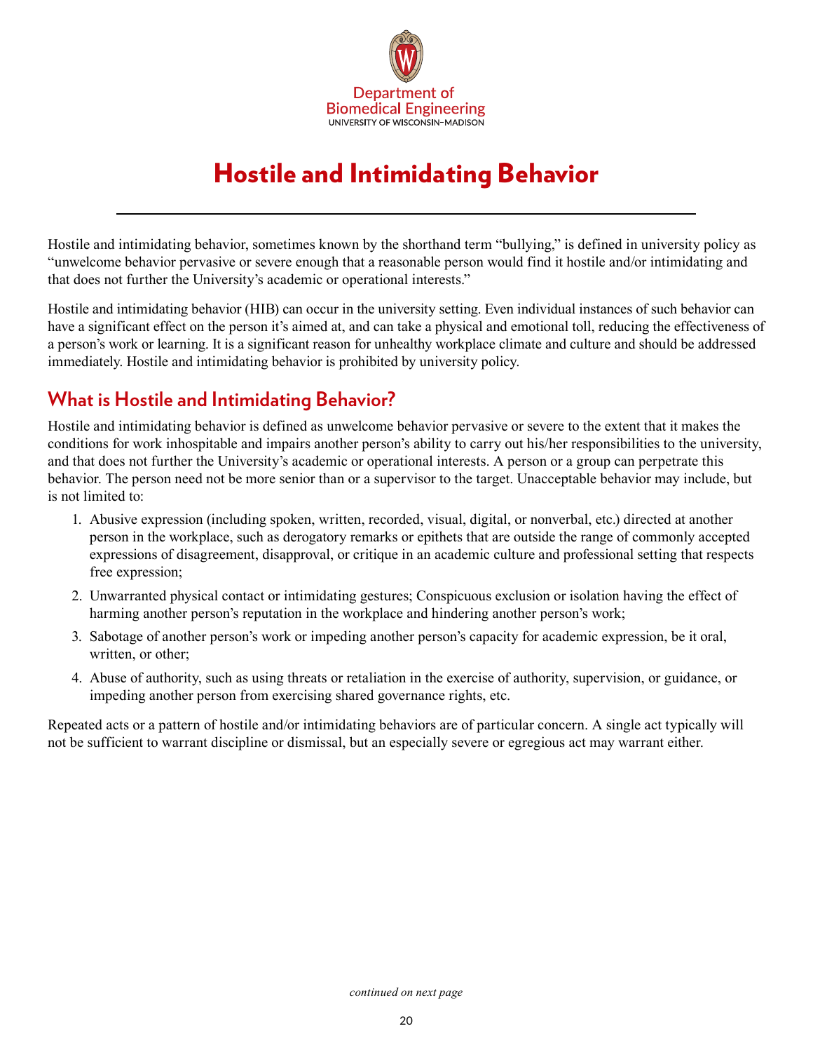Department of
Biomedical Engineering
UNIVERSITY OF WISCONSIN–MADISON

# Hostile and Intimidating Behavior

Hostile and intimidating behavior, sometimes known by the shorthand term "bullying," is defined in university policy as "unwelcome behavior pervasive or severe enough that a reasonable person would find it hostile and/or intimidating and that does not further the University's academic or operational interests."

Hostile and intimidating behavior (HIB) can occur in the university setting. Even individual instances of such behavior can have a significant effect on the person it's aimed at, and can take a physical and emotional toll, reducing the effectiveness of a person's work or learning. It is a significant reason for unhealthy workplace climate and culture and should be addressed immediately. Hostile and intimidating behavior is prohibited by university policy.

## What is Hostile and Intimidating Behavior?

Hostile and intimidating behavior is defined as unwelcome behavior pervasive or severe to the extent that it makes the conditions for work inhospitable and impairs another person's ability to carry out his/her responsibilities to the university, and that does not further the University's academic or operational interests. A person or a group can perpetrate this behavior. The person need not be more senior than or a supervisor to the target. Unacceptable behavior may include, but is not limited to:

1. Abusive expression (including spoken, written, recorded, visual, digital, or nonverbal, etc.) directed at another person in the workplace, such as derogatory remarks or epithets that are outside the range of commonly accepted expressions of disagreement, disapproval, or critique in an academic culture and professional setting that respects free expression;
2. Unwarranted physical contact or intimidating gestures; Conspicuous exclusion or isolation having the effect of harming another person's reputation in the workplace and hindering another person's work;
3. Sabotage of another person's work or impeding another person's capacity for academic expression, be it oral, written, or other;
4. Abuse of authority, such as using threats or retaliation in the exercise of authority, supervision, or guidance, or impeding another person from exercising shared governance rights, etc.

Repeated acts or a pattern of hostile and/or intimidating behaviors are of particular concern. A single act typically will not be sufficient to warrant discipline or dismissal, but an especially severe or egregious act may warrant either.

*continued on next page*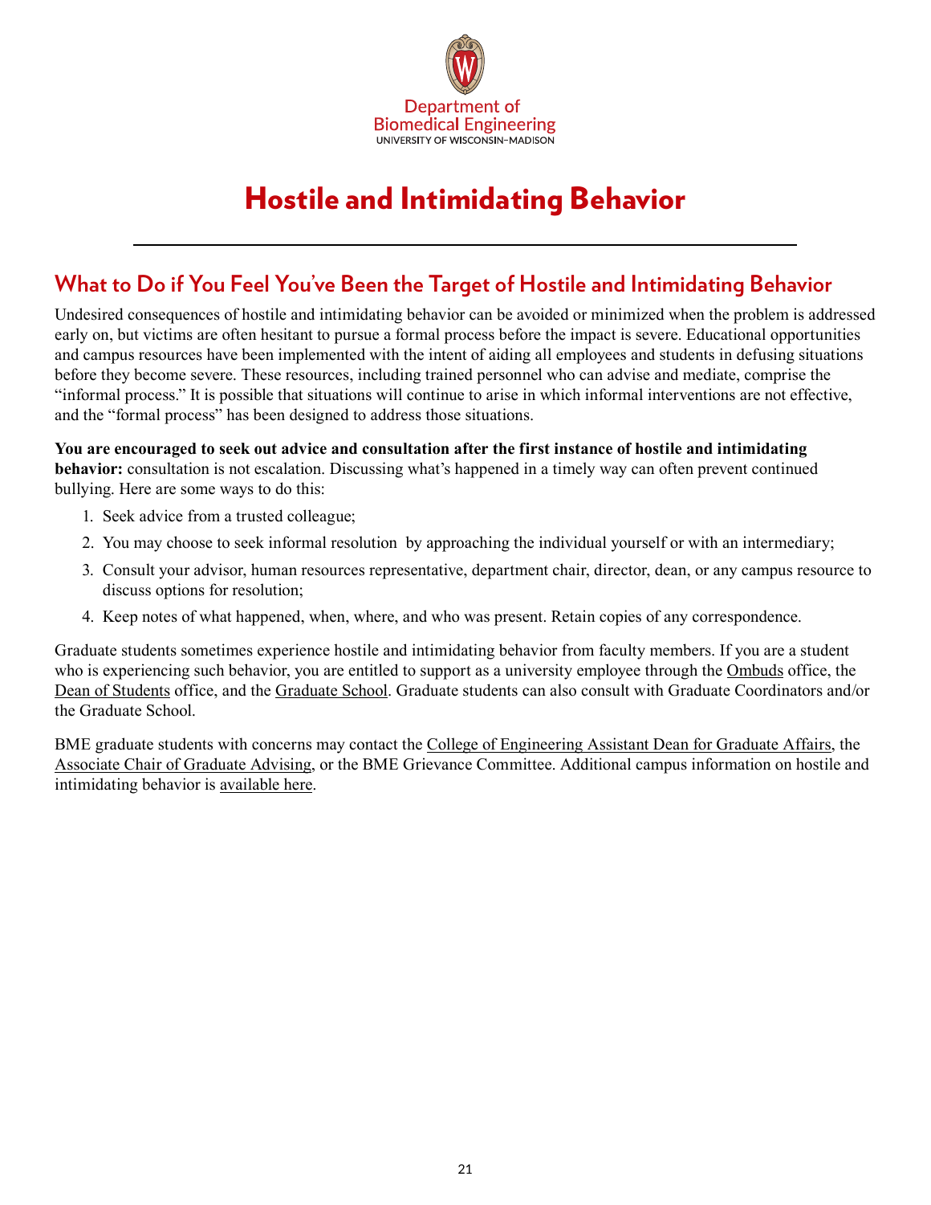Department of
Biomedical Engineering
UNIVERSITY OF WISCONSIN–MADISON

# Hostile and Intimidating Behavior

---

## What to Do if You Feel You've Been the Target of Hostile and Intimidating Behavior

Undesired consequences of hostile and intimidating behavior can be avoided or minimized when the problem is addressed early on, but victims are often hesitant to pursue a formal process before the impact is severe. Educational opportunities and campus resources have been implemented with the intent of aiding all employees and students in defusing situations before they become severe. These resources, including trained personnel who can advise and mediate, comprise the "informal process." It is possible that situations will continue to arise in which informal interventions are not effective, and the "formal process" has been designed to address those situations.

**You are encouraged to seek out advice and consultation after the first instance of hostile and intimidating behavior:** consultation is not escalation. Discussing what's happened in a timely way can often prevent continued bullying. Here are some ways to do this:

1. Seek advice from a trusted colleague;
2. You may choose to seek informal resolution by approaching the individual yourself or with an intermediary;
3. Consult your advisor, human resources representative, department chair, director, dean, or any campus resource to discuss options for resolution;
4. Keep notes of what happened, when, where, and who was present. Retain copies of any correspondence.

Graduate students sometimes experience hostile and intimidating behavior from faculty members. If you are a student who is experiencing such behavior, you are entitled to support as a university employee through the Ombuds office, the Dean of Students office, and the Graduate School. Graduate students can also consult with Graduate Coordinators and/or the Graduate School.

BME graduate students with concerns may contact the College of Engineering Assistant Dean for Graduate Affairs, the Associate Chair of Graduate Advising, or the BME Grievance Committee. Additional campus information on hostile and intimidating behavior is available here.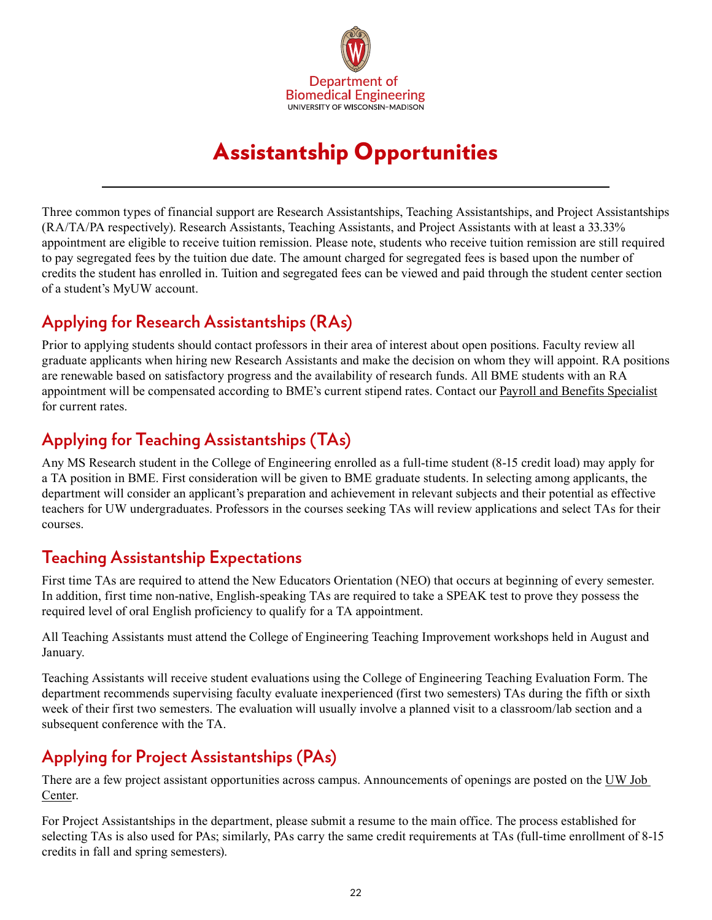# Assistantship Opportunities

Three common types of financial support are Research Assistantships, Teaching Assistantships, and Project Assistantships (RA/TA/PA respectively). Research Assistants, Teaching Assistants, and Project Assistants with at least a 33.33% appointment are eligible to receive tuition remission. Please note, students who receive tuition remission are still required to pay segregated fees by the tuition due date. The amount charged for segregated fees is based upon the number of credits the student has enrolled in. Tuition and segregated fees can be viewed and paid through the student center section of a student's MyUW account.

## Applying for Research Assistantships (RAs)

Prior to applying students should contact professors in their area of interest about open positions. Faculty review all graduate applicants when hiring new Research Assistants and make the decision on whom they will appoint. RA positions are renewable based on satisfactory progress and the availability of research funds. All BME students with an RA appointment will be compensated according to BME's current stipend rates. Contact our Payroll and Benefits Specialist for current rates.

## Applying for Teaching Assistantships (TAs)

Any MS Research student in the College of Engineering enrolled as a full-time student (8-15 credit load) may apply for a TA position in BME. First consideration will be given to BME graduate students. In selecting among applicants, the department will consider an applicant's preparation and achievement in relevant subjects and their potential as effective teachers for UW undergraduates. Professors in the courses seeking TAs will review applications and select TAs for their courses.

## Teaching Assistantship Expectations

First time TAs are required to attend the New Educators Orientation (NEO) that occurs at beginning of every semester. In addition, first time non-native, English-speaking TAs are required to take a SPEAK test to prove they possess the required level of oral English proficiency to qualify for a TA appointment.

All Teaching Assistants must attend the College of Engineering Teaching Improvement workshops held in August and January.

Teaching Assistants will receive student evaluations using the College of Engineering Teaching Evaluation Form. The department recommends supervising faculty evaluate inexperienced (first two semesters) TAs during the fifth or sixth week of their first two semesters. The evaluation will usually involve a planned visit to a classroom/lab section and a subsequent conference with the TA.

## Applying for Project Assistantships (PAs)

There are a few project assistant opportunities across campus. Announcements of openings are posted on the UW Job Center.

For Project Assistantships in the department, please submit a resume to the main office. The process established for selecting TAs is also used for PAs; similarly, PAs carry the same credit requirements at TAs (full-time enrollment of 8-15 credits in fall and spring semesters).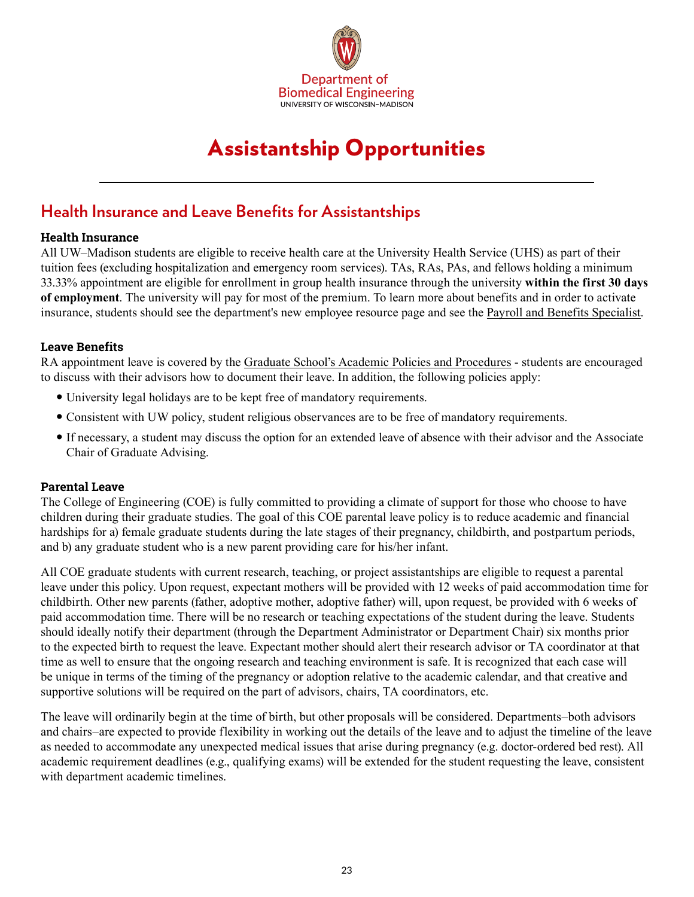Department of
Biomedical Engineering
UNIVERSITY OF WISCONSIN–MADISON

# Assistantship Opportunities

## Health Insurance and Leave Benefits for Assistantships

### Health Insurance

All UW–Madison students are eligible to receive health care at the University Health Service (UHS) as part of their tuition fees (excluding hospitalization and emergency room services). TAs, RAs, PAs, and fellows holding a minimum 33.33% appointment are eligible for enrollment in group health insurance through the university **within the first 30 days of employment**. The university will pay for most of the premium. To learn more about benefits and in order to activate insurance, students should see the department's new employee resource page and see the Payroll and Benefits Specialist.

### Leave Benefits

RA appointment leave is covered by the Graduate School's Academic Policies and Procedures - students are encouraged to discuss with their advisors how to document their leave. In addition, the following policies apply:

- University legal holidays are to be kept free of mandatory requirements.
- Consistent with UW policy, student religious observances are to be free of mandatory requirements.
- If necessary, a student may discuss the option for an extended leave of absence with their advisor and the Associate Chair of Graduate Advising.

### Parental Leave

The College of Engineering (COE) is fully committed to providing a climate of support for those who choose to have children during their graduate studies. The goal of this COE parental leave policy is to reduce academic and financial hardships for a) female graduate students during the late stages of their pregnancy, childbirth, and postpartum periods, and b) any graduate student who is a new parent providing care for his/her infant.

All COE graduate students with current research, teaching, or project assistantships are eligible to request a parental leave under this policy. Upon request, expectant mothers will be provided with 12 weeks of paid accommodation time for childbirth. Other new parents (father, adoptive mother, adoptive father) will, upon request, be provided with 6 weeks of paid accommodation time. There will be no research or teaching expectations of the student during the leave. Students should ideally notify their department (through the Department Administrator or Department Chair) six months prior to the expected birth to request the leave. Expectant mother should alert their research advisor or TA coordinator at that time as well to ensure that the ongoing research and teaching environment is safe. It is recognized that each case will be unique in terms of the timing of the pregnancy or adoption relative to the academic calendar, and that creative and supportive solutions will be required on the part of advisors, chairs, TA coordinators, etc.

The leave will ordinarily begin at the time of birth, but other proposals will be considered. Departments–both advisors and chairs–are expected to provide flexibility in working out the details of the leave and to adjust the timeline of the leave as needed to accommodate any unexpected medical issues that arise during pregnancy (e.g. doctor-ordered bed rest). All academic requirement deadlines (e.g., qualifying exams) will be extended for the student requesting the leave, consistent with department academic timelines.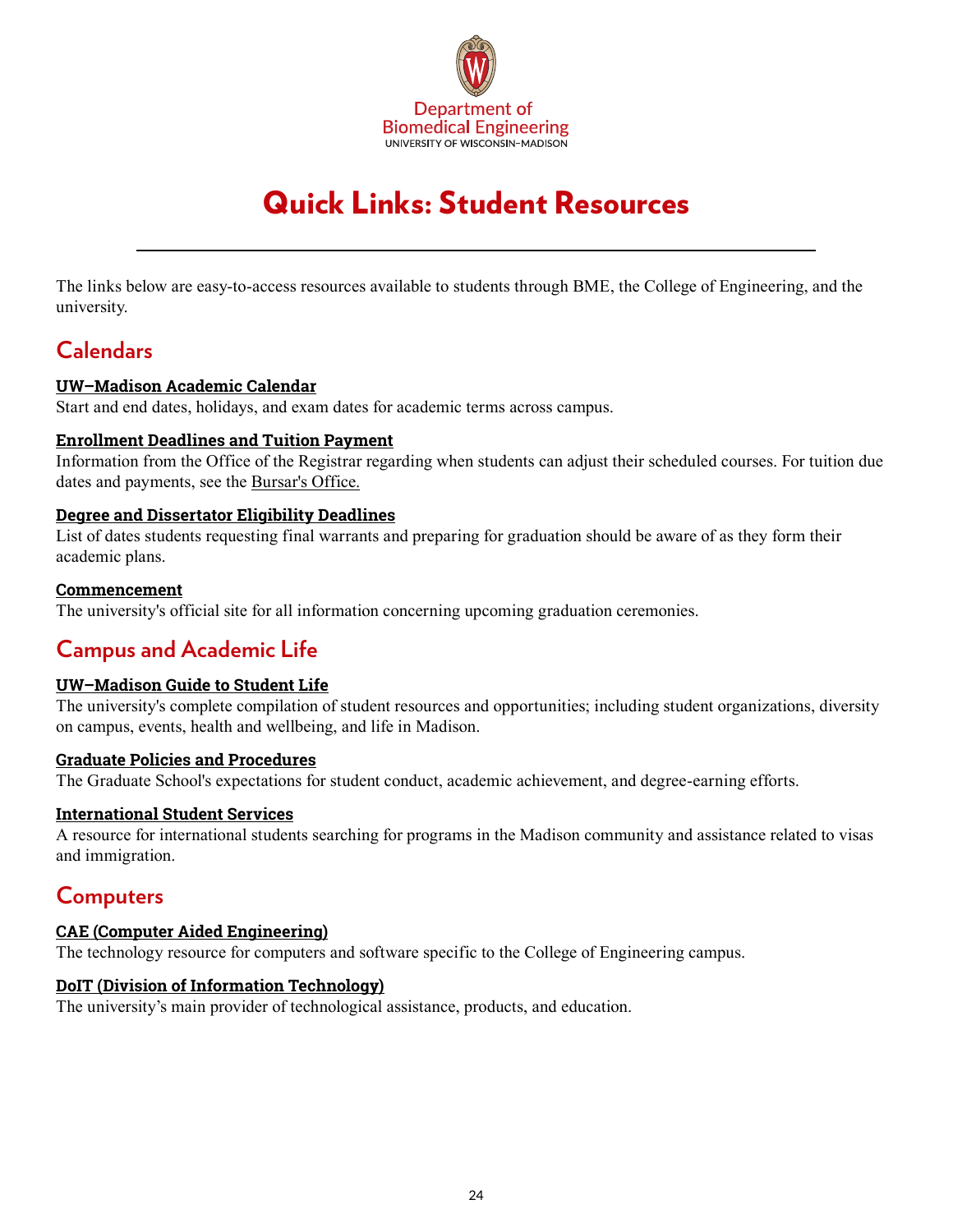Department of Biomedical Engineering
UNIVERSITY OF WISCONSIN–MADISON

# Quick Links: Student Resources

The links below are easy-to-access resources available to students through BME, the College of Engineering, and the university.

## Calendars

**UW–Madison Academic Calendar**
Start and end dates, holidays, and exam dates for academic terms across campus.

**Enrollment Deadlines and Tuition Payment**
Information from the Office of the Registrar regarding when students can adjust their scheduled courses. For tuition due dates and payments, see the Bursar's Office.

**Degree and Dissertator Eligibility Deadlines**
List of dates students requesting final warrants and preparing for graduation should be aware of as they form their academic plans.

**Commencement**
The university's official site for all information concerning upcoming graduation ceremonies.

## Campus and Academic Life

**UW–Madison Guide to Student Life**
The university's complete compilation of student resources and opportunities; including student organizations, diversity on campus, events, health and wellbeing, and life in Madison.

**Graduate Policies and Procedures**
The Graduate School's expectations for student conduct, academic achievement, and degree-earning efforts.

**International Student Services**
A resource for international students searching for programs in the Madison community and assistance related to visas and immigration.

## Computers

**CAE (Computer Aided Engineering)**
The technology resource for computers and software specific to the College of Engineering campus.

**DoIT (Division of Information Technology)**
The university's main provider of technological assistance, products, and education.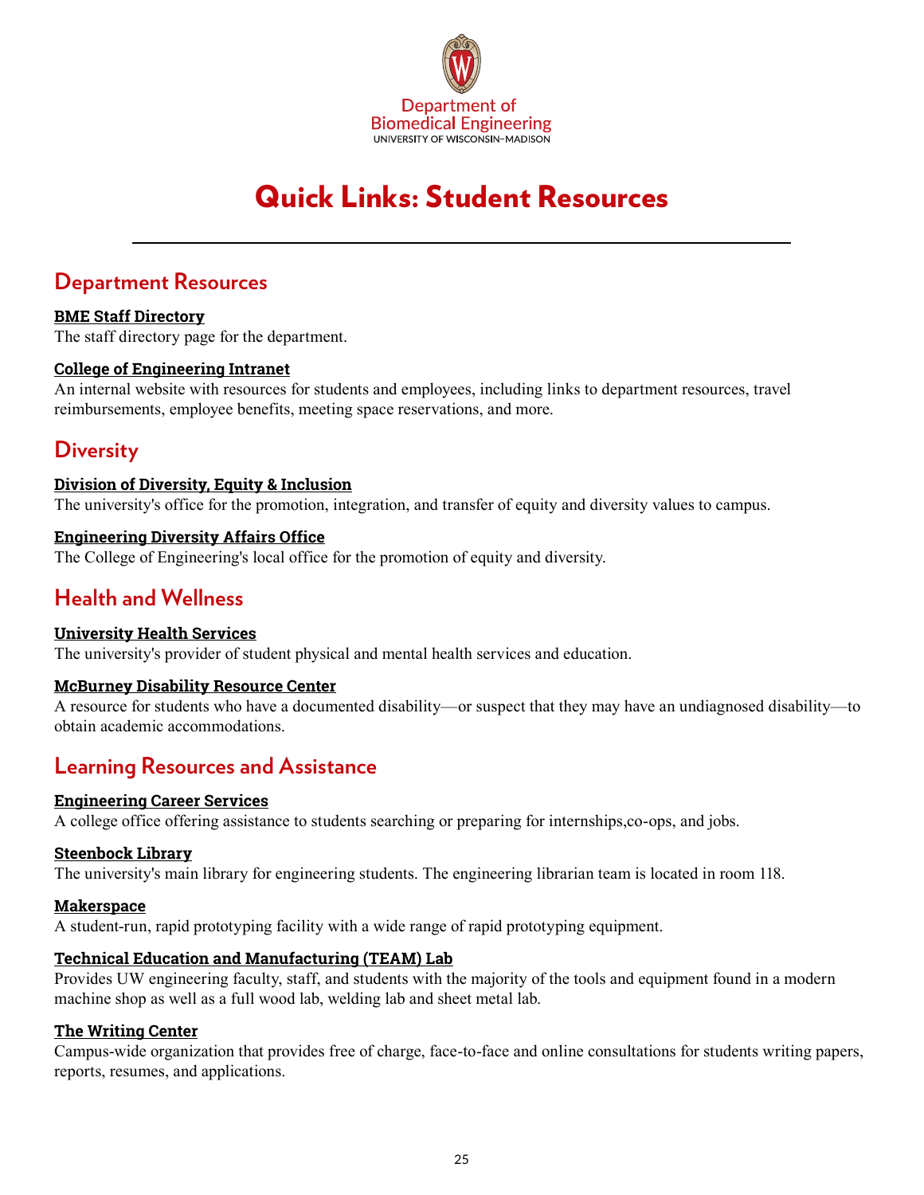Department of Biomedical Engineering
UNIVERSITY OF WISCONSIN–MADISON

# Quick Links: Student Resources

---

## Department Resources

**BME Staff Directory**
The staff directory page for the department.

**College of Engineering Intranet**
An internal website with resources for students and employees, including links to department resources, travel reimbursements, employee benefits, meeting space reservations, and more.

## Diversity

**Division of Diversity, Equity & Inclusion**
The university's office for the promotion, integration, and transfer of equity and diversity values to campus.

**Engineering Diversity Affairs Office**
The College of Engineering's local office for the promotion of equity and diversity.

## Health and Wellness

**University Health Services**
The university's provider of student physical and mental health services and education.

**McBurney Disability Resource Center**
A resource for students who have a documented disability—or suspect that they may have an undiagnosed disability—to obtain academic accommodations.

## Learning Resources and Assistance

**Engineering Career Services**
A college office offering assistance to students searching or preparing for internships,co-ops, and jobs.

**Steenbock Library**
The university's main library for engineering students. The engineering librarian team is located in room 118.

**Makerspace**
A student-run, rapid prototyping facility with a wide range of rapid prototyping equipment.

**Technical Education and Manufacturing (TEAM) Lab**
Provides UW engineering faculty, staff, and students with the majority of the tools and equipment found in a modern machine shop as well as a full wood lab, welding lab and sheet metal lab.

**The Writing Center**
Campus-wide organization that provides free of charge, face-to-face and online consultations for students writing papers, reports, resumes, and applications.